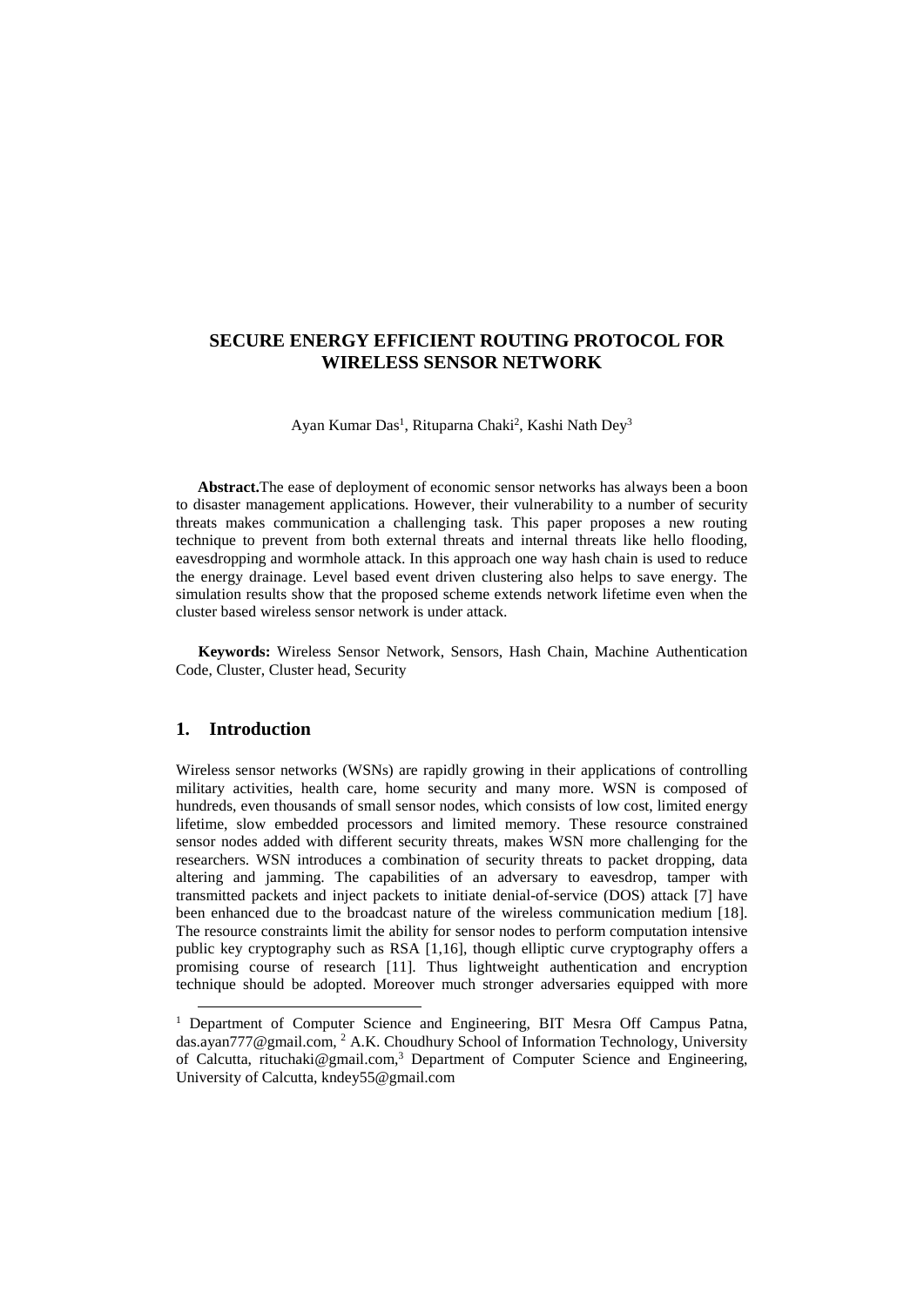# SECURE ENERGY EFFICIENT ROUTING PROTOCOL FOR WIRELESS SENSOR NETWORK

Ayan Kumar Das[1], Rituparna Chaki[2], Kashi Nath Dey[3]

**Abstract.**The ease of deployment of economic sensor networks has always been a boon to disaster management applications. However, their vulnerability to a number of security threats makes communication a challenging task. This paper proposes a new routing technique to prevent from both external threats and internal threats like hello flooding, eavesdropping and wormhole attack. In this approach one way hash chain is used to reduce the energy drainage. Level based event driven clustering also helps to save energy. The simulation results show that the proposed scheme extends network lifetime even when the cluster based wireless sensor network is under attack.

**Keywords:** Wireless Sensor Network, Sensors, Hash Chain, Machine Authentication Code, Cluster, Cluster head, Security

## 1. Introduction

Wireless sensor networks (WSNs) are rapidly growing in their applications of controlling military activities, health care, home security and many more. WSN is composed of hundreds, even thousands of small sensor nodes, which consists of low cost, limited energy lifetime, slow embedded processors and limited memory. These resource constrained sensor nodes added with different security threats, makes WSN more challenging for the researchers. WSN introduces a combination of security threats to packet dropping, data altering and jamming. The capabilities of an adversary to eavesdrop, tamper with transmitted packets and inject packets to initiate denial-of-service (DOS) attack [7] have been enhanced due to the broadcast nature of the wireless communication medium [18]. The resource constraints limit the ability for sensor nodes to perform computation intensive public key cryptography such as RSA [1,16], though elliptic curve cryptography offers a promising course of research [11]. Thus lightweight authentication and encryption technique should be adopted. Moreover much stronger adversaries equipped with more

[1] Department of Computer Science and Engineering, BIT Mesra Off Campus Patna, das.ayan777@gmail.com, [2] A.K. Choudhury School of Information Technology, University of Calcutta, rituchaki@gmail.com,[3] Department of Computer Science and Engineering, University of Calcutta, kndey55@gmail.com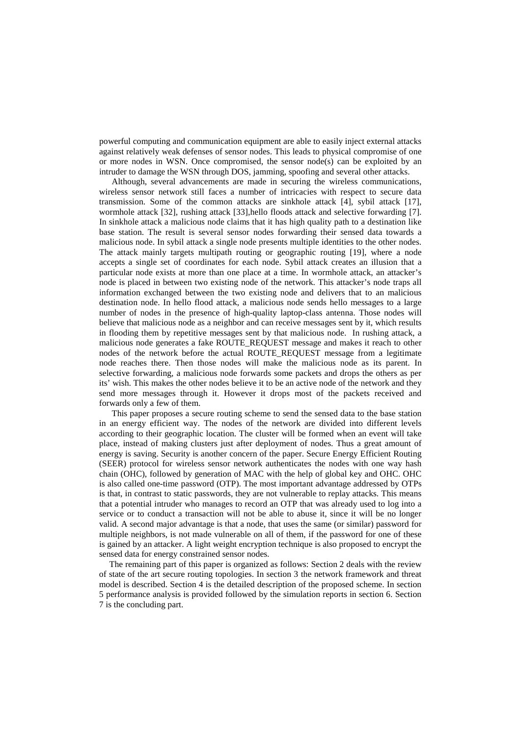powerful computing and communication equipment are able to easily inject external attacks against relatively weak defenses of sensor nodes. This leads to physical compromise of one or more nodes in WSN. Once compromised, the sensor node(s) can be exploited by an intruder to damage the WSN through DOS, jamming, spoofing and several other attacks.

Although, several advancements are made in securing the wireless communications, wireless sensor network still faces a number of intricacies with respect to secure data transmission. Some of the common attacks are sinkhole attack [4], sybil attack [17], wormhole attack [32], rushing attack [33],hello floods attack and selective forwarding [7]. In sinkhole attack a malicious node claims that it has high quality path to a destination like base station. The result is several sensor nodes forwarding their sensed data towards a malicious node. In sybil attack a single node presents multiple identities to the other nodes. The attack mainly targets multipath routing or geographic routing [19], where a node accepts a single set of coordinates for each node. Sybil attack creates an illusion that a particular node exists at more than one place at a time. In wormhole attack, an attacker's node is placed in between two existing node of the network. This attacker's node traps all information exchanged between the two existing node and delivers that to an malicious destination node. In hello flood attack, a malicious node sends hello messages to a large number of nodes in the presence of high-quality laptop-class antenna. Those nodes will believe that malicious node as a neighbor and can receive messages sent by it, which results in flooding them by repetitive messages sent by that malicious node. In rushing attack, a malicious node generates a fake ROUTE_REQUEST message and makes it reach to other nodes of the network before the actual ROUTE_REQUEST message from a legitimate node reaches there. Then those nodes will make the malicious node as its parent. In selective forwarding, a malicious node forwards some packets and drops the others as per its' wish. This makes the other nodes believe it to be an active node of the network and they send more messages through it. However it drops most of the packets received and forwards only a few of them.

This paper proposes a secure routing scheme to send the sensed data to the base station in an energy efficient way. The nodes of the network are divided into different levels according to their geographic location. The cluster will be formed when an event will take place, instead of making clusters just after deployment of nodes. Thus a great amount of energy is saving. Security is another concern of the paper. Secure Energy Efficient Routing (SEER) protocol for wireless sensor network authenticates the nodes with one way hash chain (OHC), followed by generation of MAC with the help of global key and OHC. OHC is also called one-time password (OTP). The most important advantage addressed by OTPs is that, in contrast to static passwords, they are not vulnerable to replay attacks. This means that a potential intruder who manages to record an OTP that was already used to log into a service or to conduct a transaction will not be able to abuse it, since it will be no longer valid. A second major advantage is that a node, that uses the same (or similar) password for multiple neighbors, is not made vulnerable on all of them, if the password for one of these is gained by an attacker. A light weight encryption technique is also proposed to encrypt the sensed data for energy constrained sensor nodes.

The remaining part of this paper is organized as follows: Section 2 deals with the review of state of the art secure routing topologies. In section 3 the network framework and threat model is described. Section 4 is the detailed description of the proposed scheme. In section 5 performance analysis is provided followed by the simulation reports in section 6. Section 7 is the concluding part.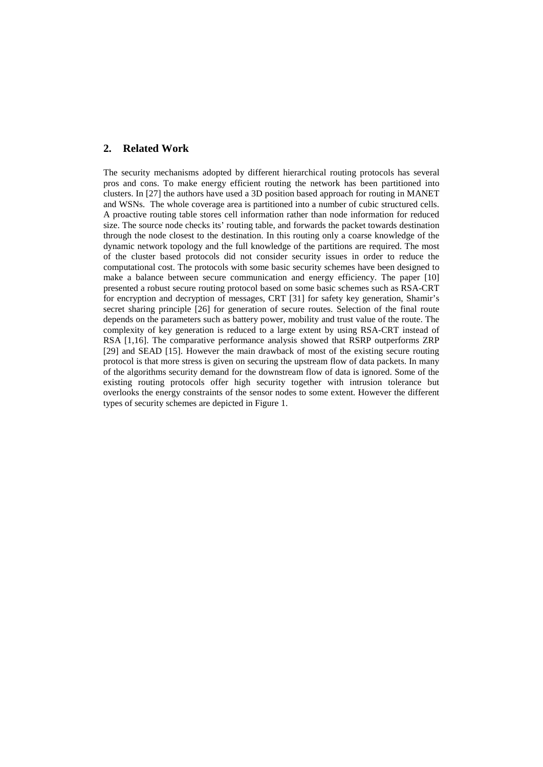## 2. Related Work

The security mechanisms adopted by different hierarchical routing protocols has several pros and cons. To make energy efficient routing the network has been partitioned into clusters. In [27] the authors have used a 3D position based approach for routing in MANET and WSNs. The whole coverage area is partitioned into a number of cubic structured cells. A proactive routing table stores cell information rather than node information for reduced size. The source node checks its' routing table, and forwards the packet towards destination through the node closest to the destination. In this routing only a coarse knowledge of the dynamic network topology and the full knowledge of the partitions are required. The most of the cluster based protocols did not consider security issues in order to reduce the computational cost. The protocols with some basic security schemes have been designed to make a balance between secure communication and energy efficiency. The paper [10] presented a robust secure routing protocol based on some basic schemes such as RSA-CRT for encryption and decryption of messages, CRT [31] for safety key generation, Shamir's secret sharing principle [26] for generation of secure routes. Selection of the final route depends on the parameters such as battery power, mobility and trust value of the route. The complexity of key generation is reduced to a large extent by using RSA-CRT instead of RSA [1,16]. The comparative performance analysis showed that RSRP outperforms ZRP [29] and SEAD [15]. However the main drawback of most of the existing secure routing protocol is that more stress is given on securing the upstream flow of data packets. In many of the algorithms security demand for the downstream flow of data is ignored. Some of the existing routing protocols offer high security together with intrusion tolerance but overlooks the energy constraints of the sensor nodes to some extent. However the different types of security schemes are depicted in Figure 1.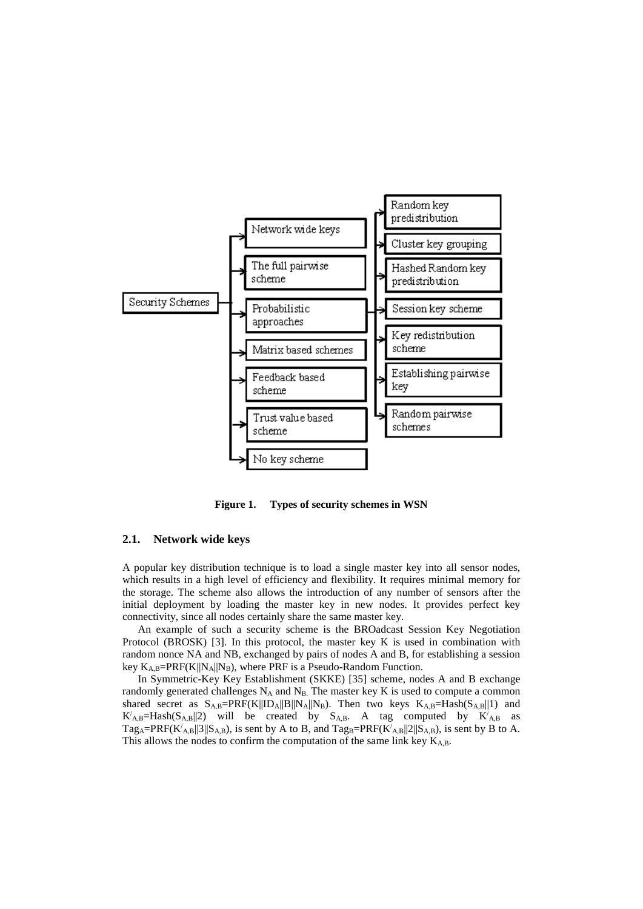**Figure 1. Types of security schemes in WSN**

### 2.1. Network wide keys

A popular key distribution technique is to load a single master key into all sensor nodes, which results in a high level of efficiency and flexibility. It requires minimal memory for the storage. The scheme also allows the introduction of any number of sensors after the initial deployment by loading the master key in new nodes. It provides perfect key connectivity, since all nodes certainly share the same master key.

An example of such a security scheme is the BROadcast Session Key Negotiation Protocol (BROSK) [3]. In this protocol, the master key K is used in combination with random nonce NA and NB, exchanged by pairs of nodes A and B, for establishing a session key $K_{A,B}$=PRF(K||$N_A$||$N_B$), where PRF is a Pseudo-Random Function.

In Symmetric-Key Key Establishment (SKKE) [35] scheme, nodes A and B exchange randomly generated challenges $N_A$ and $N_B$. The master key K is used to compute a common shared secret as $S_{A,B}$=PRF(K||$ID_A$||B||$N_A$||$N_B$). Then two keys $K_{A,B}$=Hash($S_{A,B}$||1) and $K'_{A,B}$=Hash($S_{A,B}$||2) will be created by $S_{A,B}$. A tag computed by $K'_{A,B}$ as $Tag_A$=PRF($K'_{A,B}$||3||$S_{A,B}$), is sent by A to B, and $Tag_B$=PRF($K'_{A,B}$||2||$S_{A,B}$), is sent by B to A. This allows the nodes to confirm the computation of the same link key $K_{A,B}$.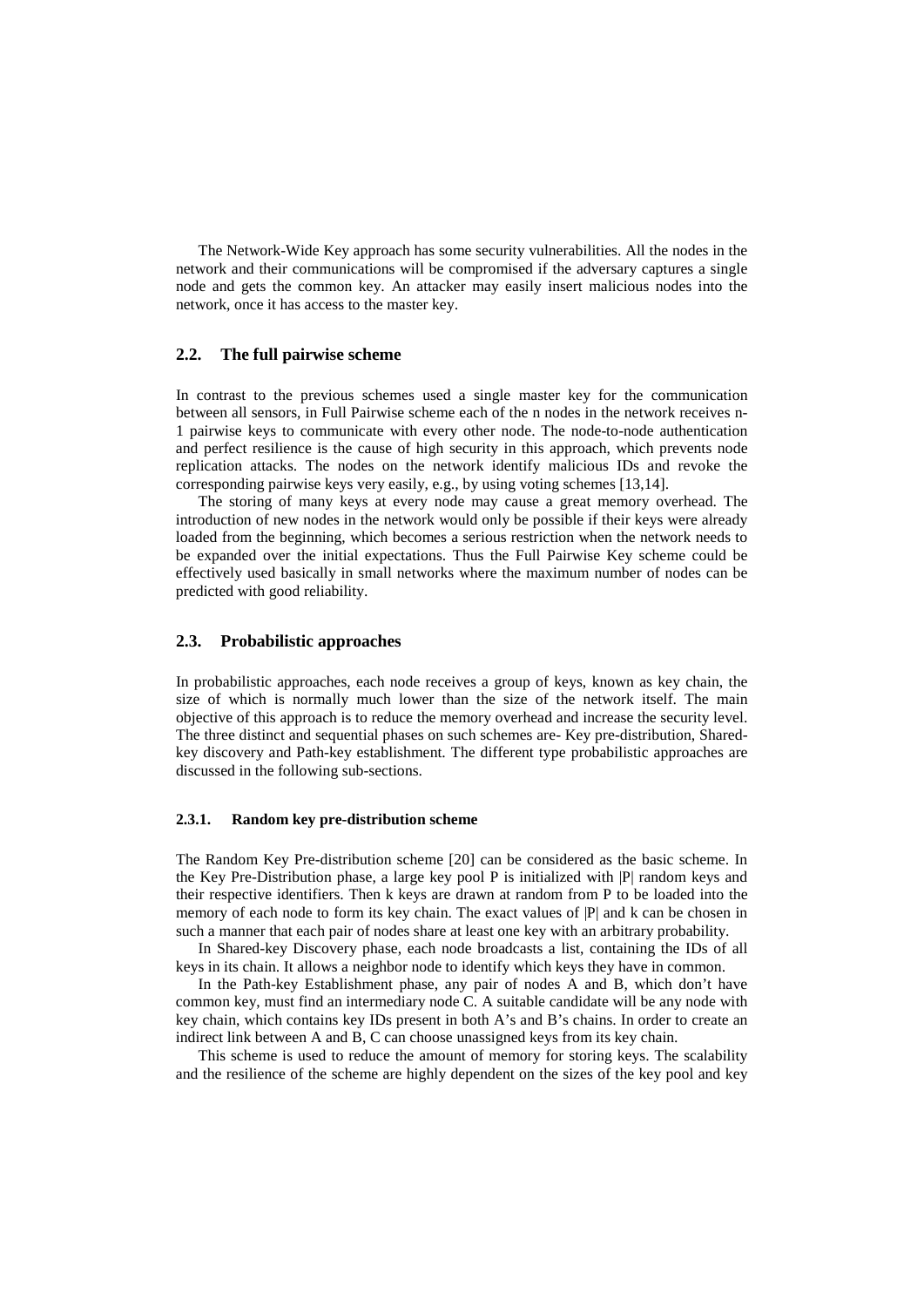The Network-Wide Key approach has some security vulnerabilities. All the nodes in the network and their communications will be compromised if the adversary captures a single node and gets the common key. An attacker may easily insert malicious nodes into the network, once it has access to the master key.

### 2.2. The full pairwise scheme

In contrast to the previous schemes used a single master key for the communication between all sensors, in Full Pairwise scheme each of the n nodes in the network receives n-1 pairwise keys to communicate with every other node. The node-to-node authentication and perfect resilience is the cause of high security in this approach, which prevents node replication attacks. The nodes on the network identify malicious IDs and revoke the corresponding pairwise keys very easily, e.g., by using voting schemes [13,14].

The storing of many keys at every node may cause a great memory overhead. The introduction of new nodes in the network would only be possible if their keys were already loaded from the beginning, which becomes a serious restriction when the network needs to be expanded over the initial expectations. Thus the Full Pairwise Key scheme could be effectively used basically in small networks where the maximum number of nodes can be predicted with good reliability.

### 2.3. Probabilistic approaches

In probabilistic approaches, each node receives a group of keys, known as key chain, the size of which is normally much lower than the size of the network itself. The main objective of this approach is to reduce the memory overhead and increase the security level. The three distinct and sequential phases on such schemes are- Key pre-distribution, Shared-key discovery and Path-key establishment. The different type probabilistic approaches are discussed in the following sub-sections.

#### 2.3.1. Random key pre-distribution scheme

The Random Key Pre-distribution scheme [20] can be considered as the basic scheme. In the Key Pre-Distribution phase, a large key pool P is initialized with |P| random keys and their respective identifiers. Then k keys are drawn at random from P to be loaded into the memory of each node to form its key chain. The exact values of |P| and k can be chosen in such a manner that each pair of nodes share at least one key with an arbitrary probability.

In Shared-key Discovery phase, each node broadcasts a list, containing the IDs of all keys in its chain. It allows a neighbor node to identify which keys they have in common.

In the Path-key Establishment phase, any pair of nodes A and B, which don't have common key, must find an intermediary node C. A suitable candidate will be any node with key chain, which contains key IDs present in both A's and B's chains. In order to create an indirect link between A and B, C can choose unassigned keys from its key chain.

This scheme is used to reduce the amount of memory for storing keys. The scalability and the resilience of the scheme are highly dependent on the sizes of the key pool and key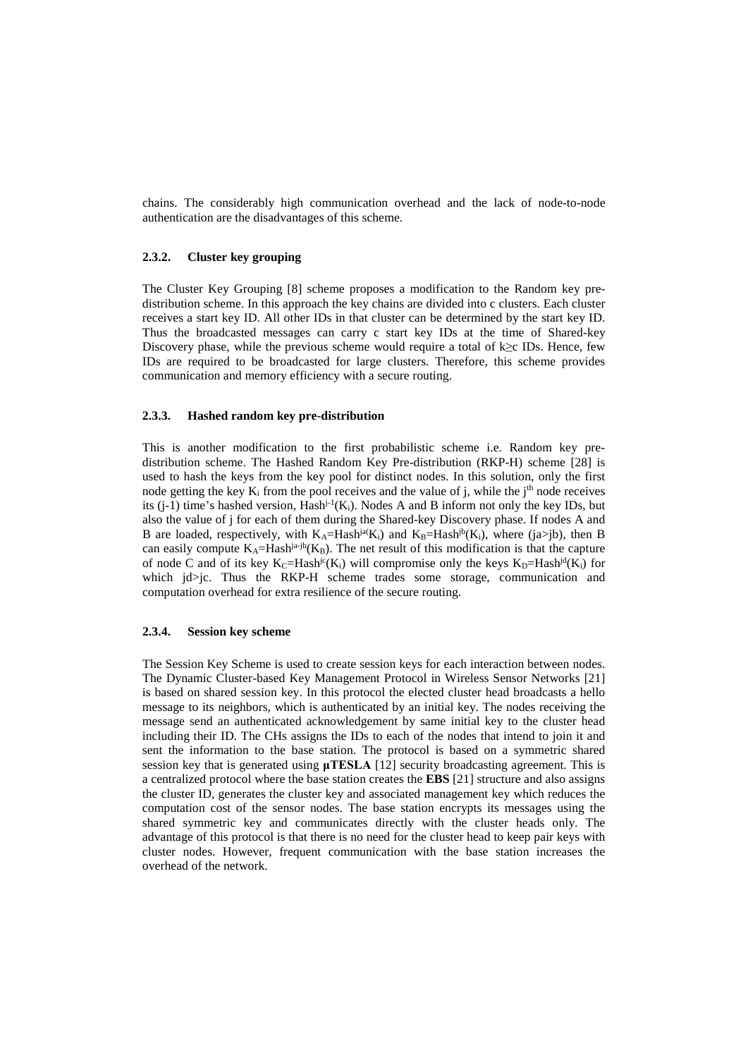chains. The considerably high communication overhead and the lack of node-to-node authentication are the disadvantages of this scheme.

### 2.3.2. Cluster key grouping

The Cluster Key Grouping [8] scheme proposes a modification to the Random key pre-distribution scheme. In this approach the key chains are divided into c clusters. Each cluster receives a start key ID. All other IDs in that cluster can be determined by the start key ID. Thus the broadcasted messages can carry c start key IDs at the time of Shared-key Discovery phase, while the previous scheme would require a total of $k \geq c$ IDs. Hence, few IDs are required to be broadcasted for large clusters. Therefore, this scheme provides communication and memory efficiency with a secure routing.

### 2.3.3. Hashed random key pre-distribution

This is another modification to the first probabilistic scheme i.e. Random key pre-distribution scheme. The Hashed Random Key Pre-distribution (RKP-H) scheme [28] is used to hash the keys from the key pool for distinct nodes. In this solution, only the first node getting the key $K_i$ from the pool receives and the value of j, while the $j^{th}$ node receives its (j-1) time's hashed version, $Hash^{j-1}(K_i)$. Nodes A and B inform not only the key IDs, but also the value of j for each of them during the Shared-key Discovery phase. If nodes A and B are loaded, respectively, with $K_A=Hash^{ja}(K_i)$ and $K_B=Hash^{jb}(K_i)$, where (ja>jb), then B can easily compute $K_A=Hash^{ja-jb}(K_B)$. The net result of this modification is that the capture of node C and of its key $K_C=Hash^{jc}(K_i)$ will compromise only the keys $K_D=Hash^{jd}(K_i)$ for which jd>jc. Thus the RKP-H scheme trades some storage, communication and computation overhead for extra resilience of the secure routing.

### 2.3.4. Session key scheme

The Session Key Scheme is used to create session keys for each interaction between nodes. The Dynamic Cluster-based Key Management Protocol in Wireless Sensor Networks [21] is based on shared session key. In this protocol the elected cluster head broadcasts a hello message to its neighbors, which is authenticated by an initial key. The nodes receiving the message send an authenticated acknowledgement by same initial key to the cluster head including their ID. The CHs assigns the IDs to each of the nodes that intend to join it and sent the information to the base station. The protocol is based on a symmetric shared session key that is generated using **µTESLA** [12] security broadcasting agreement. This is a centralized protocol where the base station creates the **EBS** [21] structure and also assigns the cluster ID, generates the cluster key and associated management key which reduces the computation cost of the sensor nodes. The base station encrypts its messages using the shared symmetric key and communicates directly with the cluster heads only. The advantage of this protocol is that there is no need for the cluster head to keep pair keys with cluster nodes. However, frequent communication with the base station increases the overhead of the network.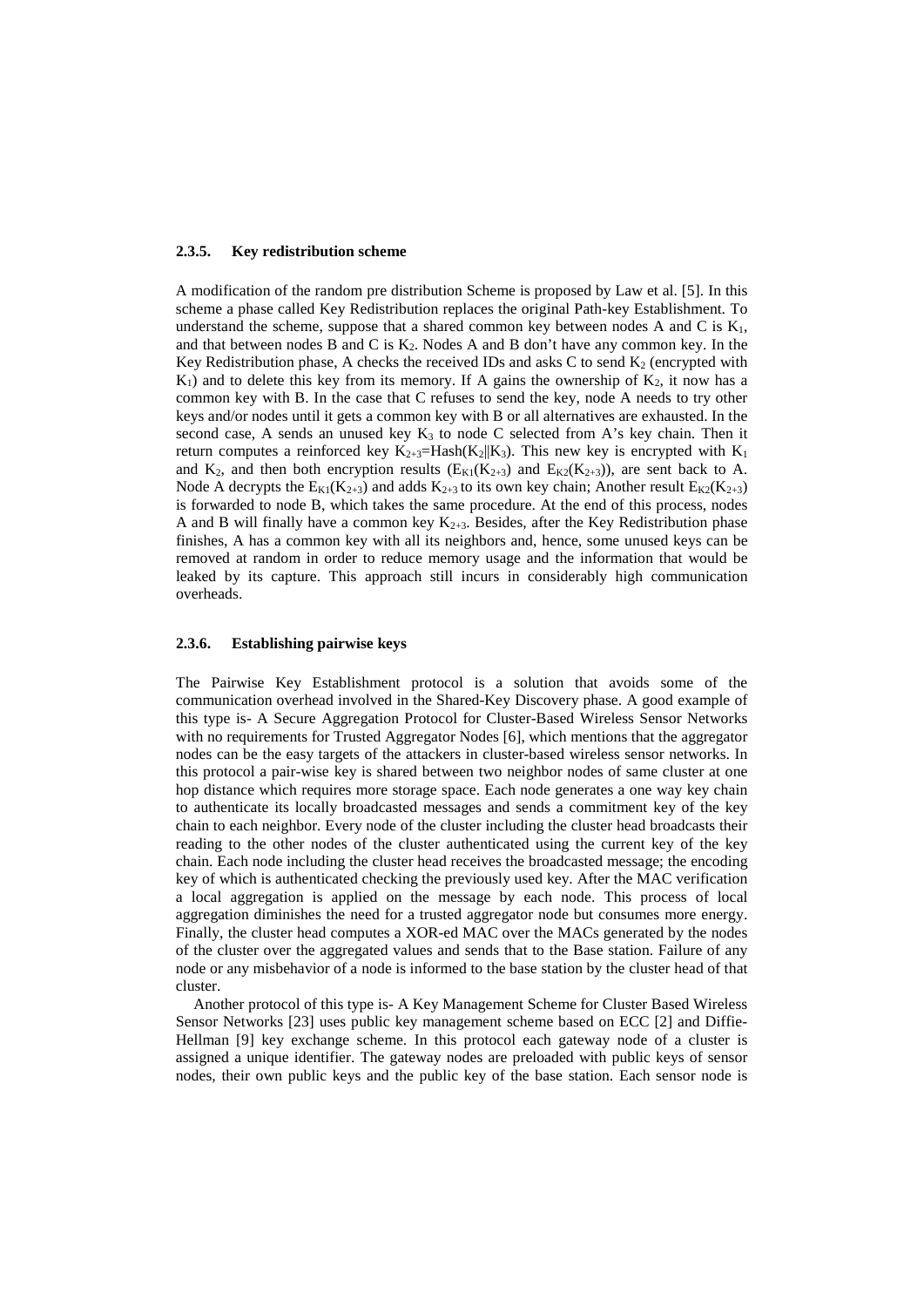### 2.3.5. Key redistribution scheme

A modification of the random pre distribution Scheme is proposed by Law et al. [5]. In this scheme a phase called Key Redistribution replaces the original Path-key Establishment. To understand the scheme, suppose that a shared common key between nodes A and C is $K_1$, and that between nodes B and C is $K_2$. Nodes A and B don't have any common key. In the Key Redistribution phase, A checks the received IDs and asks C to send $K_2$ (encrypted with $K_1$) and to delete this key from its memory. If A gains the ownership of $K_2$, it now has a common key with B. In the case that C refuses to send the key, node A needs to try other keys and/or nodes until it gets a common key with B or all alternatives are exhausted. In the second case, A sends an unused key $K_3$ to node C selected from A's key chain. Then it return computes a reinforced key $K_{2+3}$=Hash($K_2 \| K_3$). This new key is encrypted with $K_1$ and $K_2$, and then both encryption results ($E_{K1}(K_{2+3})$ and $E_{K2}(K_{2+3})$), are sent back to A. Node A decrypts the $E_{K1}(K_{2+3})$ and adds $K_{2+3}$ to its own key chain; Another result $E_{K2}(K_{2+3})$ is forwarded to node B, which takes the same procedure. At the end of this process, nodes A and B will finally have a common key $K_{2+3}$. Besides, after the Key Redistribution phase finishes, A has a common key with all its neighbors and, hence, some unused keys can be removed at random in order to reduce memory usage and the information that would be leaked by its capture. This approach still incurs in considerably high communication overheads.

### 2.3.6. Establishing pairwise keys

The Pairwise Key Establishment protocol is a solution that avoids some of the communication overhead involved in the Shared-Key Discovery phase. A good example of this type is- A Secure Aggregation Protocol for Cluster-Based Wireless Sensor Networks with no requirements for Trusted Aggregator Nodes [6], which mentions that the aggregator nodes can be the easy targets of the attackers in cluster-based wireless sensor networks. In this protocol a pair-wise key is shared between two neighbor nodes of same cluster at one hop distance which requires more storage space. Each node generates a one way key chain to authenticate its locally broadcasted messages and sends a commitment key of the key chain to each neighbor. Every node of the cluster including the cluster head broadcasts their reading to the other nodes of the cluster authenticated using the current key of the key chain. Each node including the cluster head receives the broadcasted message; the encoding key of which is authenticated checking the previously used key. After the MAC verification a local aggregation is applied on the message by each node. This process of local aggregation diminishes the need for a trusted aggregator node but consumes more energy. Finally, the cluster head computes a XOR-ed MAC over the MACs generated by the nodes of the cluster over the aggregated values and sends that to the Base station. Failure of any node or any misbehavior of a node is informed to the base station by the cluster head of that cluster.

Another protocol of this type is- A Key Management Scheme for Cluster Based Wireless Sensor Networks [23] uses public key management scheme based on ECC [2] and Diffie-Hellman [9] key exchange scheme. In this protocol each gateway node of a cluster is assigned a unique identifier. The gateway nodes are preloaded with public keys of sensor nodes, their own public keys and the public key of the base station. Each sensor node is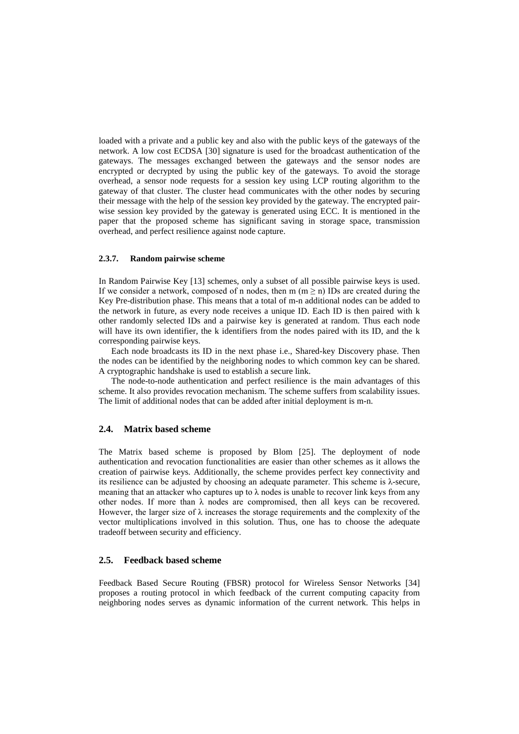loaded with a private and a public key and also with the public keys of the gateways of the network. A low cost ECDSA [30] signature is used for the broadcast authentication of the gateways. The messages exchanged between the gateways and the sensor nodes are encrypted or decrypted by using the public key of the gateways. To avoid the storage overhead, a sensor node requests for a session key using LCP routing algorithm to the gateway of that cluster. The cluster head communicates with the other nodes by securing their message with the help of the session key provided by the gateway. The encrypted pair-wise session key provided by the gateway is generated using ECC. It is mentioned in the paper that the proposed scheme has significant saving in storage space, transmission overhead, and perfect resilience against node capture.

#### 2.3.7. Random pairwise scheme

In Random Pairwise Key [13] schemes, only a subset of all possible pairwise keys is used. If we consider a network, composed of n nodes, then m ($m \geq n$) IDs are created during the Key Pre-distribution phase. This means that a total of m-n additional nodes can be added to the network in future, as every node receives a unique ID. Each ID is then paired with k other randomly selected IDs and a pairwise key is generated at random. Thus each node will have its own identifier, the k identifiers from the nodes paired with its ID, and the k corresponding pairwise keys.

Each node broadcasts its ID in the next phase i.e., Shared-key Discovery phase. Then the nodes can be identified by the neighboring nodes to which common key can be shared. A cryptographic handshake is used to establish a secure link.

The node-to-node authentication and perfect resilience is the main advantages of this scheme. It also provides revocation mechanism. The scheme suffers from scalability issues. The limit of additional nodes that can be added after initial deployment is m-n.

### 2.4. Matrix based scheme

The Matrix based scheme is proposed by Blom [25]. The deployment of node authentication and revocation functionalities are easier than other schemes as it allows the creation of pairwise keys. Additionally, the scheme provides perfect key connectivity and its resilience can be adjusted by choosing an adequate parameter. This scheme is $\lambda$-secure, meaning that an attacker who captures up to $\lambda$ nodes is unable to recover link keys from any other nodes. If more than $\lambda$ nodes are compromised, then all keys can be recovered. However, the larger size of $\lambda$ increases the storage requirements and the complexity of the vector multiplications involved in this solution. Thus, one has to choose the adequate tradeoff between security and efficiency.

### 2.5. Feedback based scheme

Feedback Based Secure Routing (FBSR) protocol for Wireless Sensor Networks [34] proposes a routing protocol in which feedback of the current computing capacity from neighboring nodes serves as dynamic information of the current network. This helps in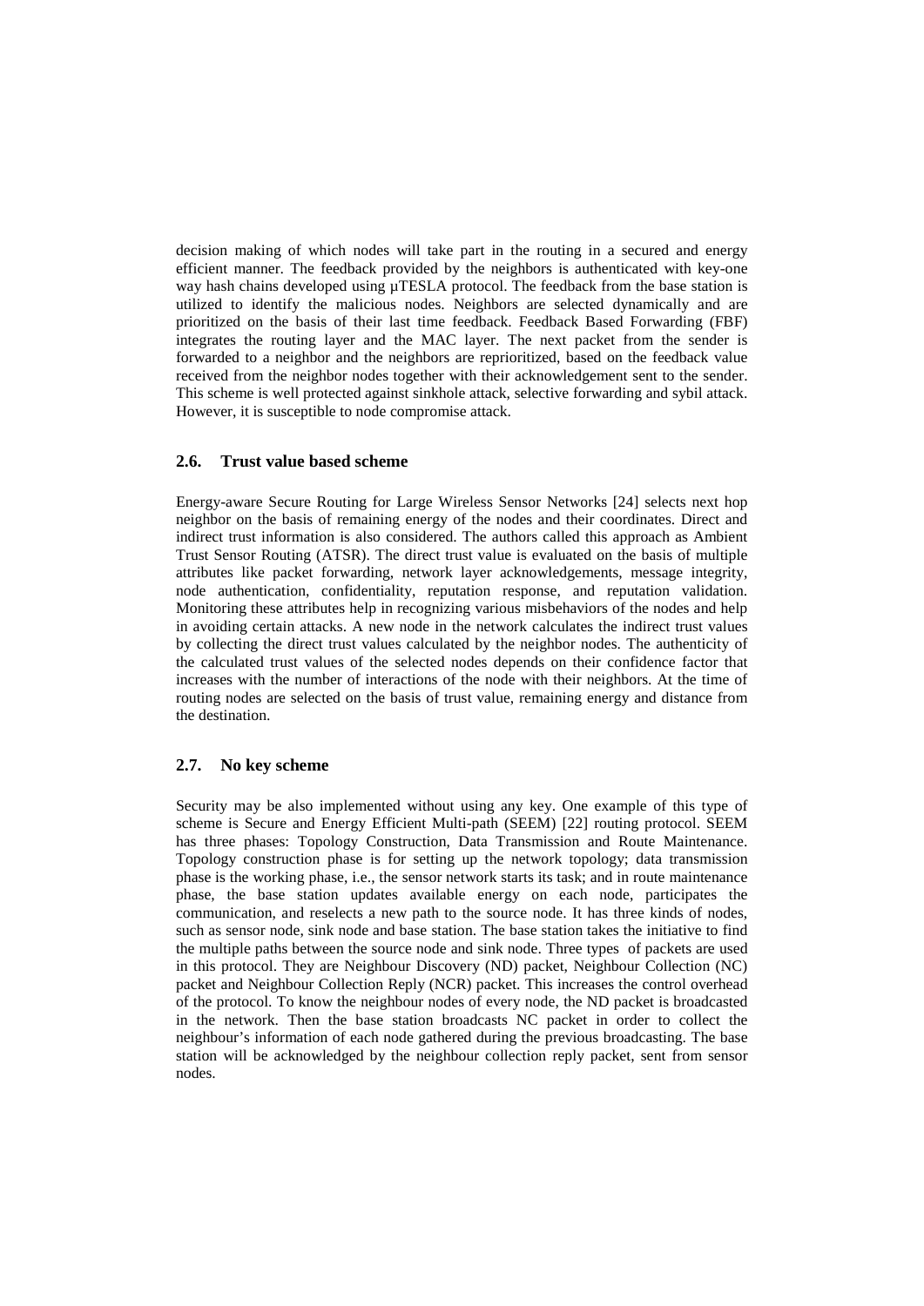decision making of which nodes will take part in the routing in a secured and energy efficient manner. The feedback provided by the neighbors is authenticated with key-one way hash chains developed using µTESLA protocol. The feedback from the base station is utilized to identify the malicious nodes. Neighbors are selected dynamically and are prioritized on the basis of their last time feedback. Feedback Based Forwarding (FBF) integrates the routing layer and the MAC layer. The next packet from the sender is forwarded to a neighbor and the neighbors are reprioritized, based on the feedback value received from the neighbor nodes together with their acknowledgement sent to the sender. This scheme is well protected against sinkhole attack, selective forwarding and sybil attack. However, it is susceptible to node compromise attack.

### 2.6. Trust value based scheme

Energy-aware Secure Routing for Large Wireless Sensor Networks [24] selects next hop neighbor on the basis of remaining energy of the nodes and their coordinates. Direct and indirect trust information is also considered. The authors called this approach as Ambient Trust Sensor Routing (ATSR). The direct trust value is evaluated on the basis of multiple attributes like packet forwarding, network layer acknowledgements, message integrity, node authentication, confidentiality, reputation response, and reputation validation. Monitoring these attributes help in recognizing various misbehaviors of the nodes and help in avoiding certain attacks. A new node in the network calculates the indirect trust values by collecting the direct trust values calculated by the neighbor nodes. The authenticity of the calculated trust values of the selected nodes depends on their confidence factor that increases with the number of interactions of the node with their neighbors. At the time of routing nodes are selected on the basis of trust value, remaining energy and distance from the destination.

### 2.7. No key scheme

Security may be also implemented without using any key. One example of this type of scheme is Secure and Energy Efficient Multi-path (SEEM) [22] routing protocol. SEEM has three phases: Topology Construction, Data Transmission and Route Maintenance. Topology construction phase is for setting up the network topology; data transmission phase is the working phase, i.e., the sensor network starts its task; and in route maintenance phase, the base station updates available energy on each node, participates the communication, and reselects a new path to the source node. It has three kinds of nodes, such as sensor node, sink node and base station. The base station takes the initiative to find the multiple paths between the source node and sink node. Three types of packets are used in this protocol. They are Neighbour Discovery (ND) packet, Neighbour Collection (NC) packet and Neighbour Collection Reply (NCR) packet. This increases the control overhead of the protocol. To know the neighbour nodes of every node, the ND packet is broadcasted in the network. Then the base station broadcasts NC packet in order to collect the neighbour's information of each node gathered during the previous broadcasting. The base station will be acknowledged by the neighbour collection reply packet, sent from sensor nodes.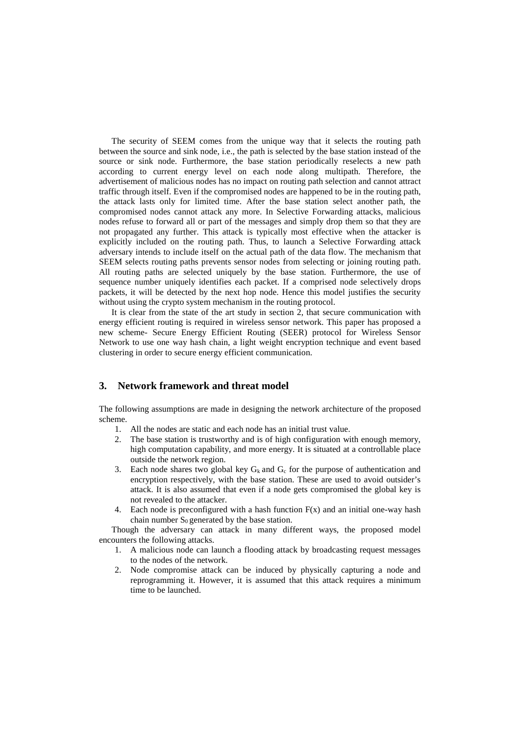The security of SEEM comes from the unique way that it selects the routing path between the source and sink node, i.e., the path is selected by the base station instead of the source or sink node. Furthermore, the base station periodically reselects a new path according to current energy level on each node along multipath. Therefore, the advertisement of malicious nodes has no impact on routing path selection and cannot attract traffic through itself. Even if the compromised nodes are happened to be in the routing path, the attack lasts only for limited time. After the base station select another path, the compromised nodes cannot attack any more. In Selective Forwarding attacks, malicious nodes refuse to forward all or part of the messages and simply drop them so that they are not propagated any further. This attack is typically most effective when the attacker is explicitly included on the routing path. Thus, to launch a Selective Forwarding attack adversary intends to include itself on the actual path of the data flow. The mechanism that SEEM selects routing paths prevents sensor nodes from selecting or joining routing path. All routing paths are selected uniquely by the base station. Furthermore, the use of sequence number uniquely identifies each packet. If a comprised node selectively drops packets, it will be detected by the next hop node. Hence this model justifies the security without using the crypto system mechanism in the routing protocol.

It is clear from the state of the art study in section 2, that secure communication with energy efficient routing is required in wireless sensor network. This paper has proposed a new scheme- Secure Energy Efficient Routing (SEER) protocol for Wireless Sensor Network to use one way hash chain, a light weight encryption technique and event based clustering in order to secure energy efficient communication.

## 3. Network framework and threat model

The following assumptions are made in designing the network architecture of the proposed scheme.

1. All the nodes are static and each node has an initial trust value.
2. The base station is trustworthy and is of high configuration with enough memory, high computation capability, and more energy. It is situated at a controllable place outside the network region.
3. Each node shares two global key $G_k$ and $G_c$ for the purpose of authentication and encryption respectively, with the base station. These are used to avoid outsider's attack. It is also assumed that even if a node gets compromised the global key is not revealed to the attacker.
4. Each node is preconfigured with a hash function $F(x)$ and an initial one-way hash chain number $S_0$ generated by the base station.

Though the adversary can attack in many different ways, the proposed model encounters the following attacks.

1. A malicious node can launch a flooding attack by broadcasting request messages to the nodes of the network.
2. Node compromise attack can be induced by physically capturing a node and reprogramming it. However, it is assumed that this attack requires a minimum time to be launched.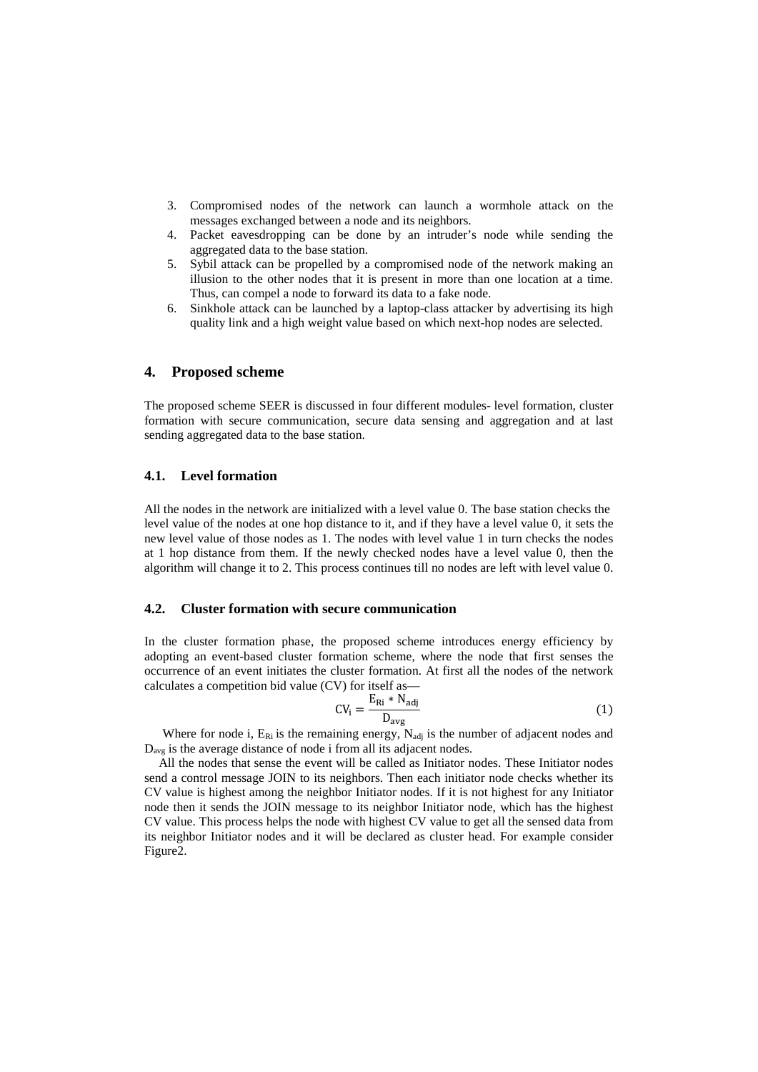3. Compromised nodes of the network can launch a wormhole attack on the messages exchanged between a node and its neighbors.
4. Packet eavesdropping can be done by an intruder's node while sending the aggregated data to the base station.
5. Sybil attack can be propelled by a compromised node of the network making an illusion to the other nodes that it is present in more than one location at a time. Thus, can compel a node to forward its data to a fake node.
6. Sinkhole attack can be launched by a laptop-class attacker by advertising its high quality link and a high weight value based on which next-hop nodes are selected.

## 4. Proposed scheme

The proposed scheme SEER is discussed in four different modules- level formation, cluster formation with secure communication, secure data sensing and aggregation and at last sending aggregated data to the base station.

### 4.1. Level formation

All the nodes in the network are initialized with a level value 0. The base station checks the level value of the nodes at one hop distance to it, and if they have a level value 0, it sets the new level value of those nodes as 1. The nodes with level value 1 in turn checks the nodes at 1 hop distance from them. If the newly checked nodes have a level value 0, then the algorithm will change it to 2. This process continues till no nodes are left with level value 0.

### 4.2. Cluster formation with secure communication

In the cluster formation phase, the proposed scheme introduces energy efficiency by adopting an event-based cluster formation scheme, where the node that first senses the occurrence of an event initiates the cluster formation. At first all the nodes of the network calculates a competition bid value (CV) for itself as—

$$\mathrm{CV_i} = \frac{\mathrm{E_{Ri}} * \mathrm{N_{adj}}}{\mathrm{D_{avg}}} \tag{1}$$

Where for node i, $E_{Ri}$ is the remaining energy, $N_{adj}$ is the number of adjacent nodes and $D_{avg}$ is the average distance of node i from all its adjacent nodes.

All the nodes that sense the event will be called as Initiator nodes. These Initiator nodes send a control message JOIN to its neighbors. Then each initiator node checks whether its CV value is highest among the neighbor Initiator nodes. If it is not highest for any Initiator node then it sends the JOIN message to its neighbor Initiator node, which has the highest CV value. This process helps the node with highest CV value to get all the sensed data from its neighbor Initiator nodes and it will be declared as cluster head. For example consider Figure2.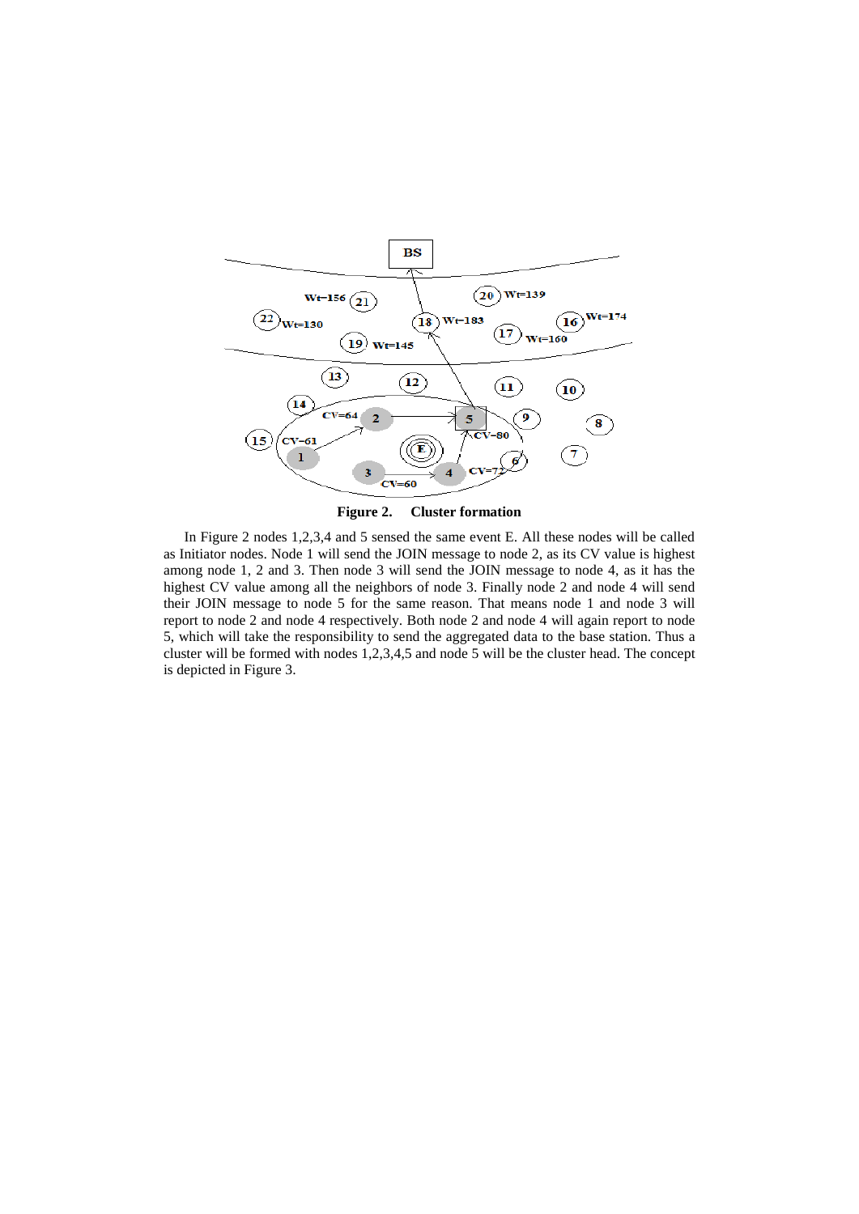BS

Wt=156 21

20 Wt=139

22 Wt=130

18 Wt=183

16 Wt=174

17 Wt=160

19 Wt=145

13

12

11

10

14

CV=64 2

5

9

8

15 CV=61

1

E

CV=80

7

3

4 CV=72

6

CV=60

**Figure 2. Cluster formation**

In Figure 2 nodes 1,2,3,4 and 5 sensed the same event E. All these nodes will be called as Initiator nodes. Node 1 will send the JOIN message to node 2, as its CV value is highest among node 1, 2 and 3. Then node 3 will send the JOIN message to node 4, as it has the highest CV value among all the neighbors of node 3. Finally node 2 and node 4 will send their JOIN message to node 5 for the same reason. That means node 1 and node 3 will report to node 2 and node 4 respectively. Both node 2 and node 4 will again report to node 5, which will take the responsibility to send the aggregated data to the base station. Thus a cluster will be formed with nodes 1,2,3,4,5 and node 5 will be the cluster head. The concept is depicted in Figure 3.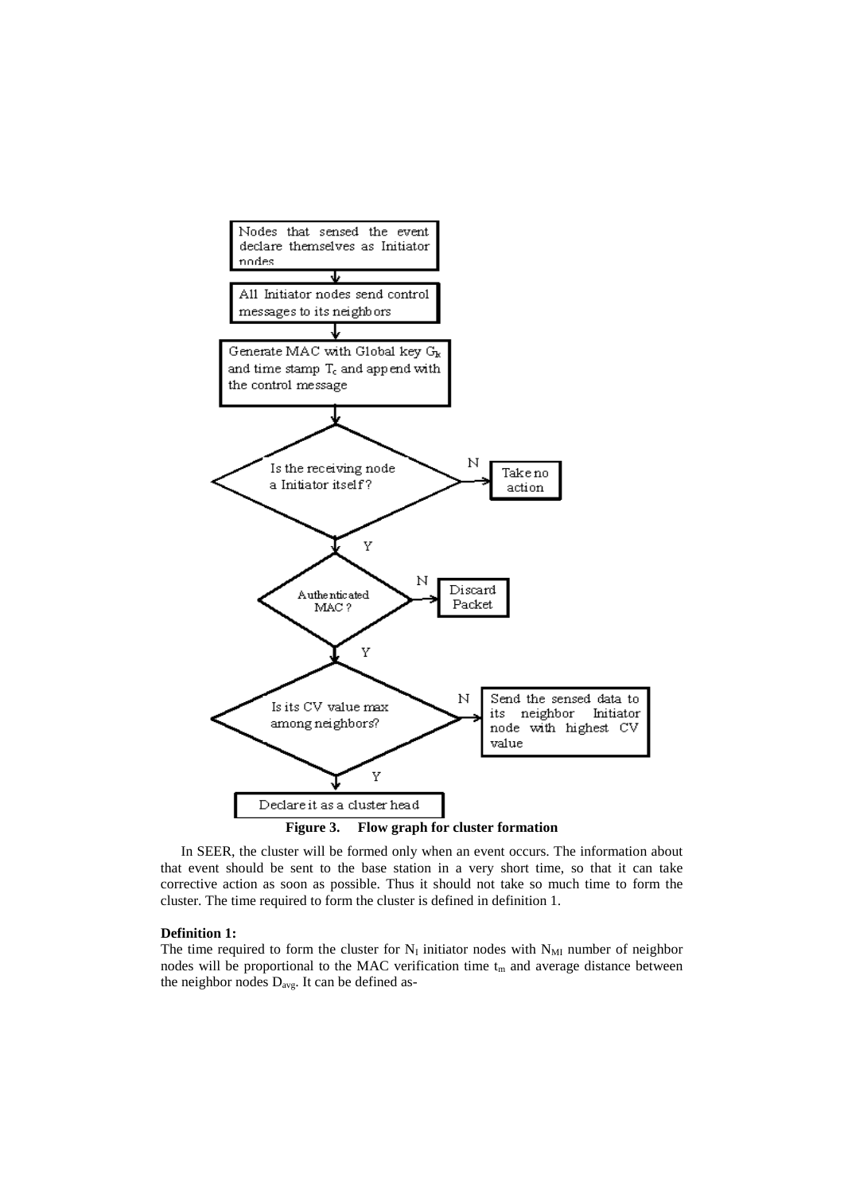Nodes that sensed the event declare themselves as Initiator nodes

All Initiator nodes send control messages to its neighbors

Generate MAC with Global key $G_k$ and time stamp $T_c$ and append with the control message

Is the receiving node a Initiator itself? — N: Take no action; Y: continue

Authenticated MAC? — N: Discard Packet; Y: continue

Is its CV value max among neighbors? — N: Send the sensed data to its neighbor Initiator node with highest CV value; Y: continue

Declare it as a cluster head

**Figure 3. Flow graph for cluster formation**

In SEER, the cluster will be formed only when an event occurs. The information about that event should be sent to the base station in a very short time, so that it can take corrective action as soon as possible. Thus it should not take so much time to form the cluster. The time required to form the cluster is defined in definition 1.

**Definition 1:**

The time required to form the cluster for $N_I$ initiator nodes with $N_{MI}$ number of neighbor nodes will be proportional to the MAC verification time $t_m$ and average distance between the neighbor nodes $D_{avg}$. It can be defined as-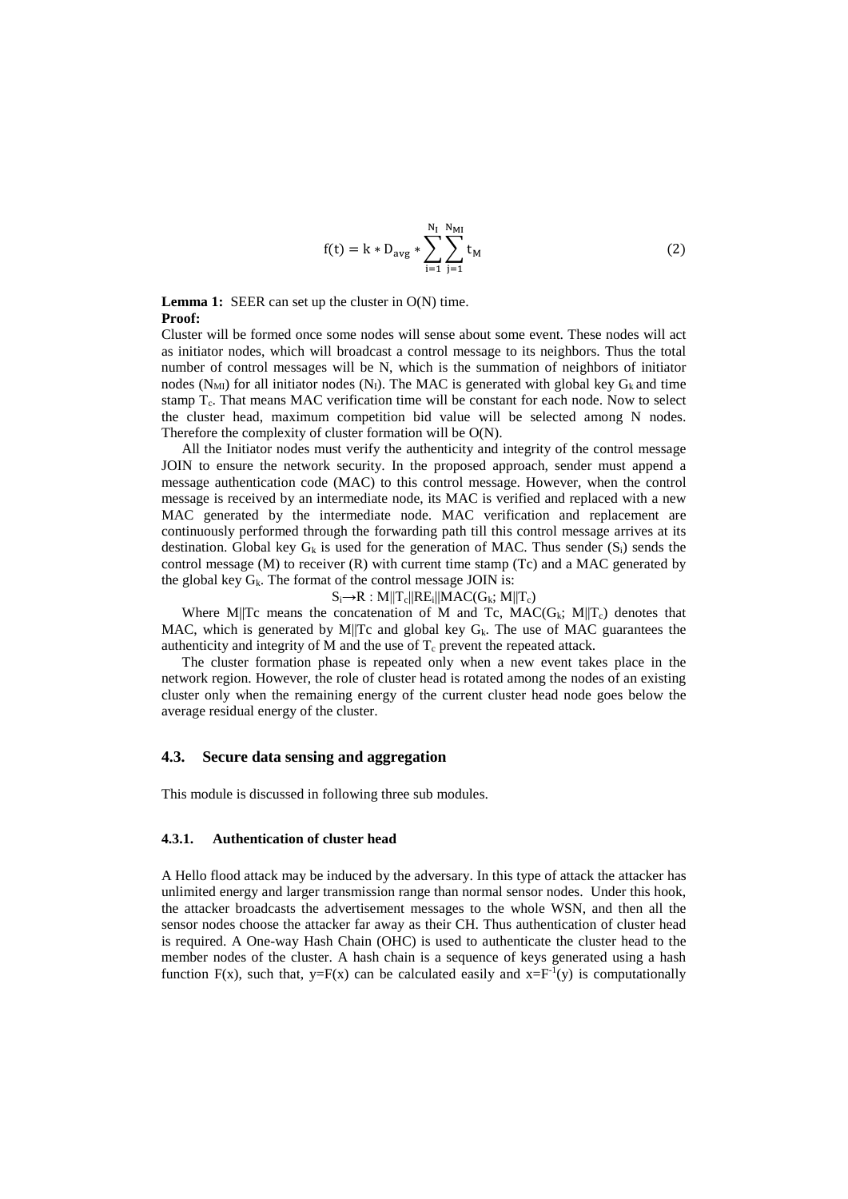$$f(t) = k * D_{avg} * \sum_{i=1}^{N_I} \sum_{j=1}^{N_{MI}} t_M \tag{2}$$

**Lemma 1:** SEER can set up the cluster in O(N) time.

**Proof:**

Cluster will be formed once some nodes will sense about some event. These nodes will act as initiator nodes, which will broadcast a control message to its neighbors. Thus the total number of control messages will be N, which is the summation of neighbors of initiator nodes ($N_{MI}$) for all initiator nodes ($N_I$). The MAC is generated with global key $G_k$ and time stamp $T_c$. That means MAC verification time will be constant for each node. Now to select the cluster head, maximum competition bid value will be selected among N nodes. Therefore the complexity of cluster formation will be O(N).

All the Initiator nodes must verify the authenticity and integrity of the control message JOIN to ensure the network security. In the proposed approach, sender must append a message authentication code (MAC) to this control message. However, when the control message is received by an intermediate node, its MAC is verified and replaced with a new MAC generated by the intermediate node. MAC verification and replacement are continuously performed through the forwarding path till this control message arrives at its destination. Global key $G_k$ is used for the generation of MAC. Thus sender ($S_i$) sends the control message (M) to receiver (R) with current time stamp (Tc) and a MAC generated by the global key $G_k$. The format of the control message JOIN is:

$$S_i \rightarrow R : M \| T_c \| RE_i \| MAC(G_k; M \| T_c)$$

Where M||Tc means the concatenation of M and Tc, $MAC(G_k; M\|T_c)$ denotes that MAC, which is generated by M||Tc and global key $G_k$. The use of MAC guarantees the authenticity and integrity of M and the use of $T_c$ prevent the repeated attack.

The cluster formation phase is repeated only when a new event takes place in the network region. However, the role of cluster head is rotated among the nodes of an existing cluster only when the remaining energy of the current cluster head node goes below the average residual energy of the cluster.

### 4.3. Secure data sensing and aggregation

This module is discussed in following three sub modules.

#### 4.3.1. Authentication of cluster head

A Hello flood attack may be induced by the adversary. In this type of attack the attacker has unlimited energy and larger transmission range than normal sensor nodes. Under this hook, the attacker broadcasts the advertisement messages to the whole WSN, and then all the sensor nodes choose the attacker far away as their CH. Thus authentication of cluster head is required. A One-way Hash Chain (OHC) is used to authenticate the cluster head to the member nodes of the cluster. A hash chain is a sequence of keys generated using a hash function F(x), such that, y=F(x) can be calculated easily and $x=F^{-1}(y)$ is computationally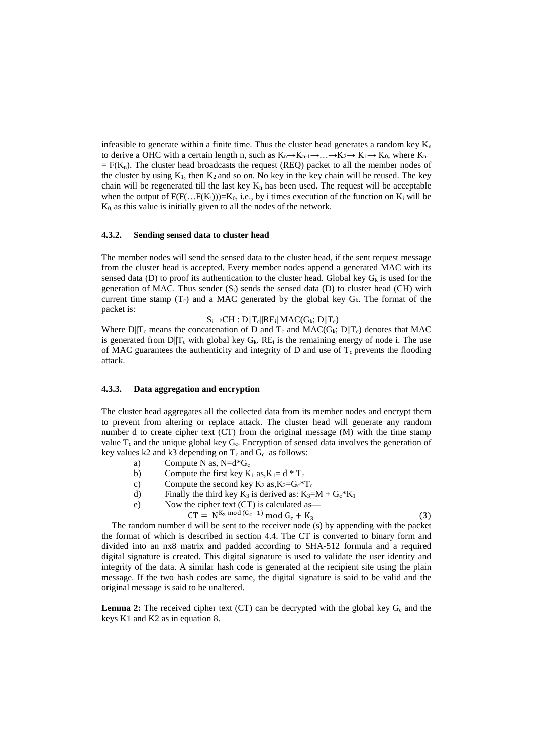infeasible to generate within a finite time. Thus the cluster head generates a random key $K_n$ to derive a OHC with a certain length n, such as $K_n \rightarrow K_{n-1} \rightarrow \ldots \rightarrow K_2 \rightarrow K_1 \rightarrow K_0$, where $K_{n-1} = F(K_n)$. The cluster head broadcasts the request (REQ) packet to all the member nodes of the cluster by using $K_1$, then $K_2$ and so on. No key in the key chain will be reused. The key chain will be regenerated till the last key $K_n$ has been used. The request will be acceptable when the output of $F(F(\ldots F(K_i)))=K_0$, i.e., by i times execution of the function on $K_i$ will be $K_0$, as this value is initially given to all the nodes of the network.

#### 4.3.2. Sending sensed data to cluster head

The member nodes will send the sensed data to the cluster head, if the sent request message from the cluster head is accepted. Every member nodes append a generated MAC with its sensed data (D) to proof its authentication to the cluster head. Global key $G_k$ is used for the generation of MAC. Thus sender ($S_i$) sends the sensed data (D) to cluster head (CH) with current time stamp ($T_c$) and a MAC generated by the global key $G_k$. The format of the packet is:

$$S_i \rightarrow CH : D||T_c||RE_i||MAC(G_k; D||T_c)$$

Where $D||T_c$ means the concatenation of D and $T_c$ and $MAC(G_k; D||T_c)$ denotes that MAC is generated from $D||T_c$ with global key $G_k$. $RE_i$ is the remaining energy of node i. The use of MAC guarantees the authenticity and integrity of D and use of $T_c$ prevents the flooding attack.

#### 4.3.3. Data aggregation and encryption

The cluster head aggregates all the collected data from its member nodes and encrypt them to prevent from altering or replace attack. The cluster head will generate any random number d to create cipher text (CT) from the original message (M) with the time stamp value $T_c$ and the unique global key $G_c$. Encryption of sensed data involves the generation of key values k2 and k3 depending on $T_c$ and $G_c$ as follows:

a) Compute N as, $N=d*G_c$
b) Compute the first key $K_1$ as, $K_1= d * T_c$
c) Compute the second key $K_2$ as, $K_2=G_c*T_c$
d) Finally the third key $K_3$ is derived as: $K_3=M + G_c*K_1$
e) Now the cipher text (CT) is calculated as—

$$CT = N^{K_2 \bmod (G_c-1)} \bmod G_c + K_3 \quad (3)$$

The random number d will be sent to the receiver node (s) by appending with the packet the format of which is described in section 4.4. The CT is converted to binary form and divided into an nx8 matrix and padded according to SHA-512 formula and a required digital signature is created. This digital signature is used to validate the user identity and integrity of the data. A similar hash code is generated at the recipient site using the plain message. If the two hash codes are same, the digital signature is said to be valid and the original message is said to be unaltered.

**Lemma 2:** The received cipher text (CT) can be decrypted with the global key $G_c$ and the keys K1 and K2 as in equation 8.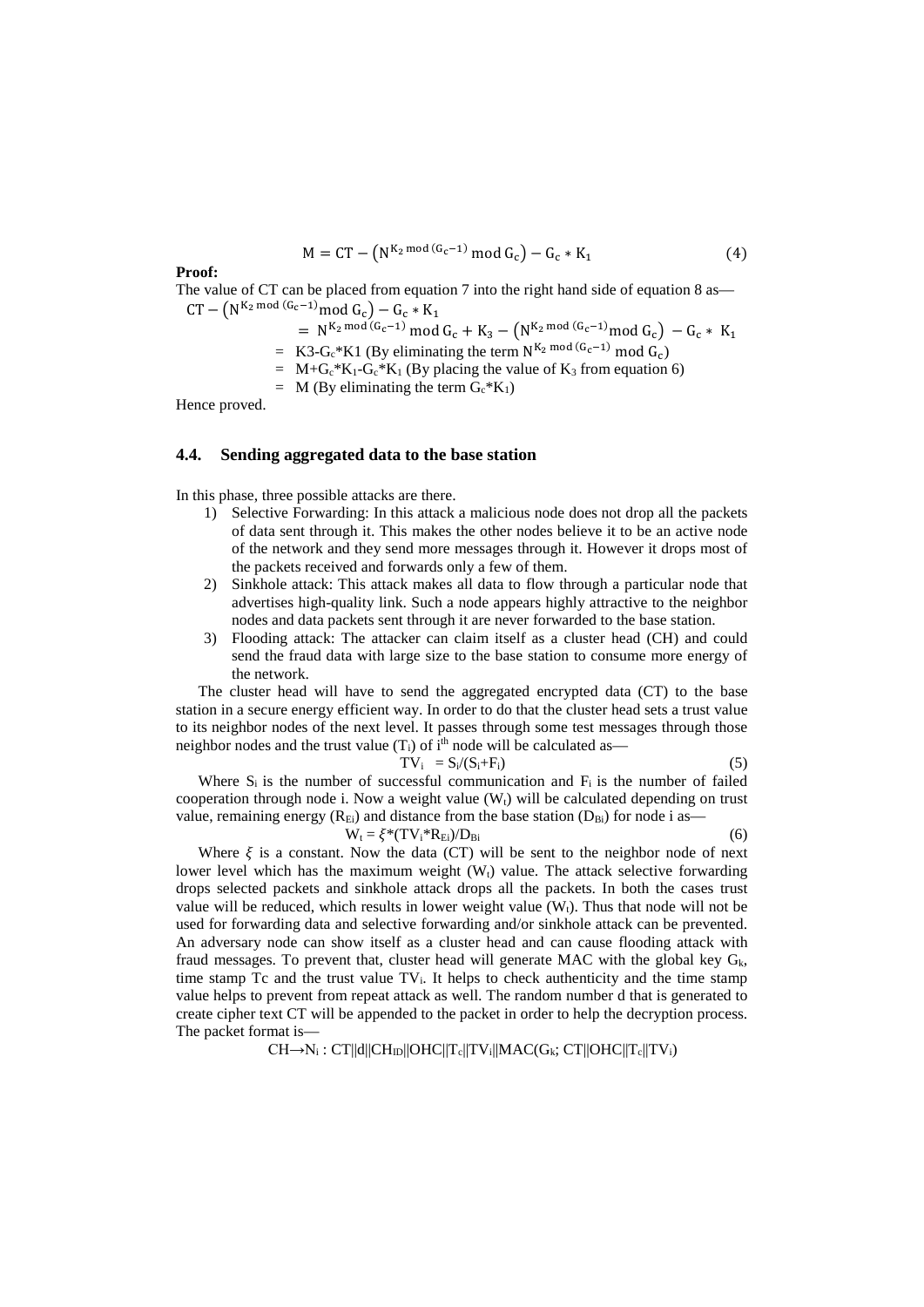$$M = CT - \left(N^{K_2 \bmod (G_c - 1)} \bmod G_c\right) - G_c * K_1 \tag{4}$$

**Proof:**

The value of CT can be placed from equation 7 into the right hand side of equation 8 as—

$$CT - \left(N^{K_2 \bmod (G_c-1)} \bmod G_c\right) - G_c * K_1$$

$$= N^{K_2 \bmod (G_c-1)} \bmod G_c + K_3 - \left(N^{K_2 \bmod (G_c-1)} \bmod G_c\right) - G_c * K_1$$

= $K_3 - G_c * K_1$ (By eliminating the term $N^{K_2 \bmod (G_c-1)} \bmod G_c$)

= $M + G_c * K_1 - G_c * K_1$ (By placing the value of $K_3$ from equation 6)

= M (By eliminating the term $G_c * K_1$)

Hence proved.

### 4.4. Sending aggregated data to the base station

In this phase, three possible attacks are there.

1) Selective Forwarding: In this attack a malicious node does not drop all the packets of data sent through it. This makes the other nodes believe it to be an active node of the network and they send more messages through it. However it drops most of the packets received and forwards only a few of them.
2) Sinkhole attack: This attack makes all data to flow through a particular node that advertises high-quality link. Such a node appears highly attractive to the neighbor nodes and data packets sent through it are never forwarded to the base station.
3) Flooding attack: The attacker can claim itself as a cluster head (CH) and could send the fraud data with large size to the base station to consume more energy of the network.

The cluster head will have to send the aggregated encrypted data (CT) to the base station in a secure energy efficient way. In order to do that the cluster head sets a trust value to its neighbor nodes of the next level. It passes through some test messages through those neighbor nodes and the trust value ($T_i$) of $i^{th}$ node will be calculated as—

$$TV_i = S_i/(S_i+F_i) \tag{5}$$

Where $S_i$ is the number of successful communication and $F_i$ is the number of failed cooperation through node i. Now a weight value ($W_t$) will be calculated depending on trust value, remaining energy ($R_{Ei}$) and distance from the base station ($D_{Bi}$) for node i as—

$$W_t = \xi * (TV_i * R_{Ei})/D_{Bi} \tag{6}$$

Where $\xi$ is a constant. Now the data (CT) will be sent to the neighbor node of next lower level which has the maximum weight ($W_t$) value. The attack selective forwarding drops selected packets and sinkhole attack drops all the packets. In both the cases trust value will be reduced, which results in lower weight value ($W_t$). Thus that node will not be used for forwarding data and selective forwarding and/or sinkhole attack can be prevented. An adversary node can show itself as a cluster head and can cause flooding attack with fraud messages. To prevent that, cluster head will generate MAC with the global key $G_k$, time stamp Tc and the trust value $TV_i$. It helps to check authenticity and the time stamp value helps to prevent from repeat attack as well. The random number d that is generated to create cipher text CT will be appended to the packet in order to help the decryption process. The packet format is—

$$CH \rightarrow N_i : CT||d||CH_{ID}||OHC||T_c||TV_i||MAC(G_k; CT||OHC||T_c||TV_i)$$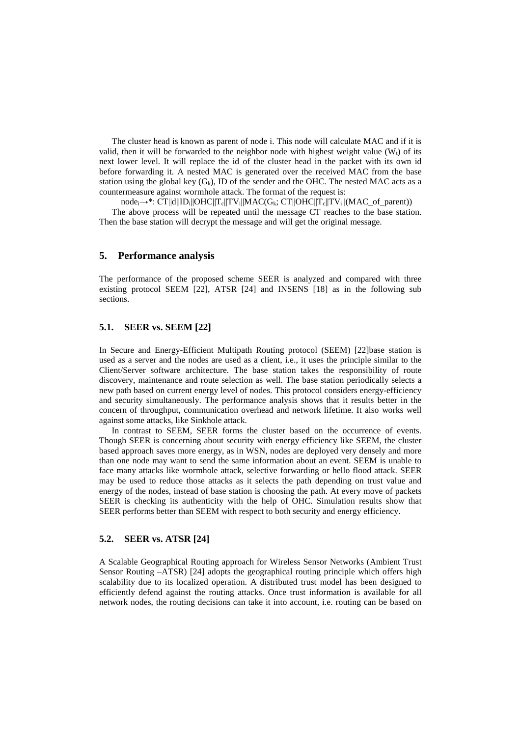The cluster head is known as parent of node i. This node will calculate MAC and if it is valid, then it will be forwarded to the neighbor node with highest weight value ($W_t$) of its next lower level. It will replace the id of the cluster head in the packet with its own id before forwarding it. A nested MAC is generated over the received MAC from the base station using the global key ($G_k$), ID of the sender and the OHC. The nested MAC acts as a countermeasure against wormhole attack. The format of the request is:

$$node_i \rightarrow *: CT||d||ID_i||OHC||T_c||TV_i||MAC(G_k; CT||OHC||T_c||TV_i||(MAC\_of\_parent))$$

The above process will be repeated until the message CT reaches to the base station. Then the base station will decrypt the message and will get the original message.

## 5. Performance analysis

The performance of the proposed scheme SEER is analyzed and compared with three existing protocol SEEM [22], ATSR [24] and INSENS [18] as in the following sub sections.

### 5.1. SEER vs. SEEM [22]

In Secure and Energy-Efficient Multipath Routing protocol (SEEM) [22]base station is used as a server and the nodes are used as a client, i.e., it uses the principle similar to the Client/Server software architecture. The base station takes the responsibility of route discovery, maintenance and route selection as well. The base station periodically selects a new path based on current energy level of nodes. This protocol considers energy-efficiency and security simultaneously. The performance analysis shows that it results better in the concern of throughput, communication overhead and network lifetime. It also works well against some attacks, like Sinkhole attack.

In contrast to SEEM, SEER forms the cluster based on the occurrence of events. Though SEER is concerning about security with energy efficiency like SEEM, the cluster based approach saves more energy, as in WSN, nodes are deployed very densely and more than one node may want to send the same information about an event. SEEM is unable to face many attacks like wormhole attack, selective forwarding or hello flood attack. SEER may be used to reduce those attacks as it selects the path depending on trust value and energy of the nodes, instead of base station is choosing the path. At every move of packets SEER is checking its authenticity with the help of OHC. Simulation results show that SEER performs better than SEEM with respect to both security and energy efficiency.

### 5.2. SEER vs. ATSR [24]

A Scalable Geographical Routing approach for Wireless Sensor Networks (Ambient Trust Sensor Routing –ATSR) [24] adopts the geographical routing principle which offers high scalability due to its localized operation. A distributed trust model has been designed to efficiently defend against the routing attacks. Once trust information is available for all network nodes, the routing decisions can take it into account, i.e. routing can be based on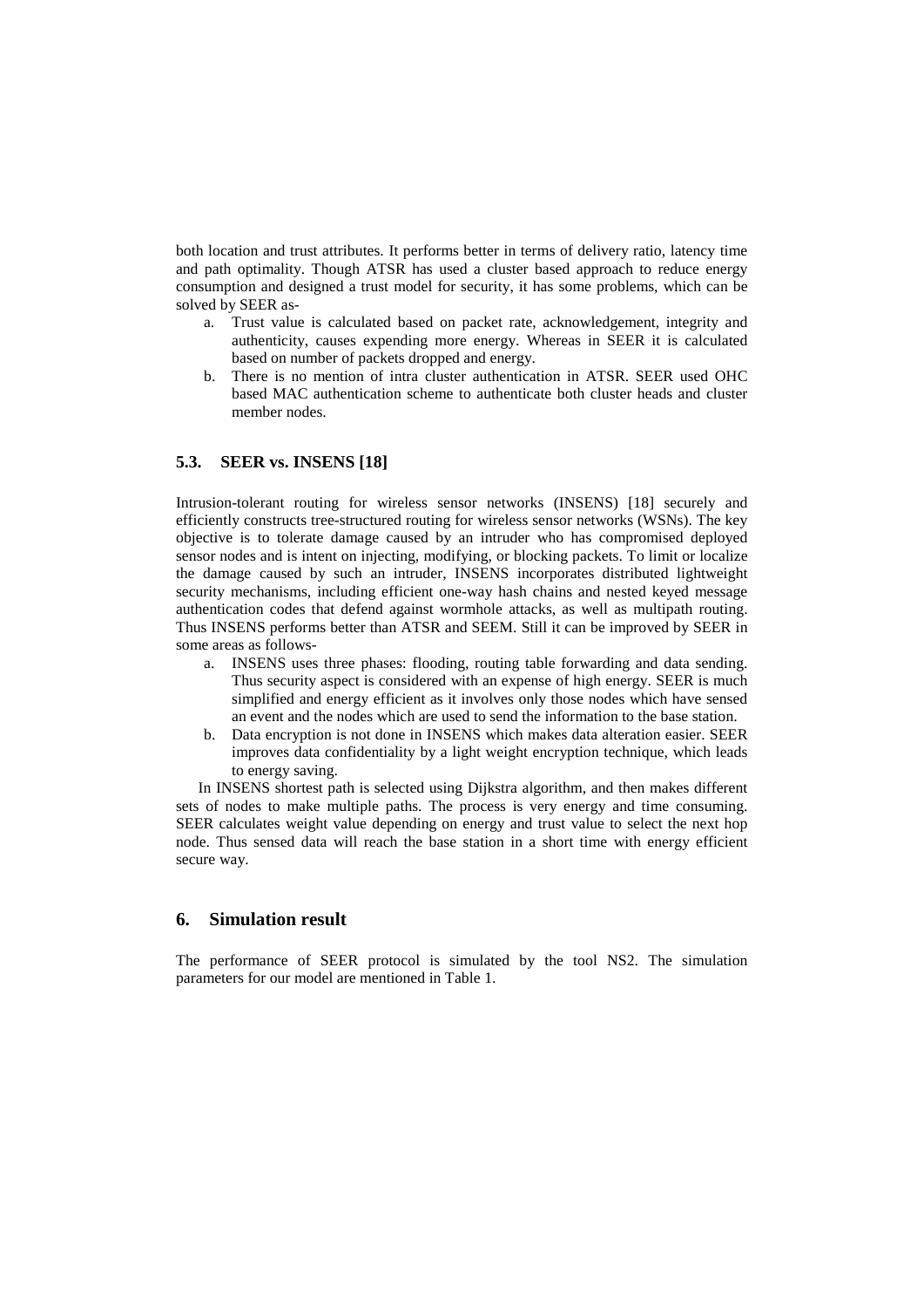both location and trust attributes. It performs better in terms of delivery ratio, latency time and path optimality. Though ATSR has used a cluster based approach to reduce energy consumption and designed a trust model for security, it has some problems, which can be solved by SEER as-

a. Trust value is calculated based on packet rate, acknowledgement, integrity and authenticity, causes expending more energy. Whereas in SEER it is calculated based on number of packets dropped and energy.
b. There is no mention of intra cluster authentication in ATSR. SEER used OHC based MAC authentication scheme to authenticate both cluster heads and cluster member nodes.

### 5.3. SEER vs. INSENS [18]

Intrusion-tolerant routing for wireless sensor networks (INSENS) [18] securely and efficiently constructs tree-structured routing for wireless sensor networks (WSNs). The key objective is to tolerate damage caused by an intruder who has compromised deployed sensor nodes and is intent on injecting, modifying, or blocking packets. To limit or localize the damage caused by such an intruder, INSENS incorporates distributed lightweight security mechanisms, including efficient one-way hash chains and nested keyed message authentication codes that defend against wormhole attacks, as well as multipath routing. Thus INSENS performs better than ATSR and SEEM. Still it can be improved by SEER in some areas as follows-

a. INSENS uses three phases: flooding, routing table forwarding and data sending. Thus security aspect is considered with an expense of high energy. SEER is much simplified and energy efficient as it involves only those nodes which have sensed an event and the nodes which are used to send the information to the base station.
b. Data encryption is not done in INSENS which makes data alteration easier. SEER improves data confidentiality by a light weight encryption technique, which leads to energy saving.

In INSENS shortest path is selected using Dijkstra algorithm, and then makes different sets of nodes to make multiple paths. The process is very energy and time consuming. SEER calculates weight value depending on energy and trust value to select the next hop node. Thus sensed data will reach the base station in a short time with energy efficient secure way.

## 6. Simulation result

The performance of SEER protocol is simulated by the tool NS2. The simulation parameters for our model are mentioned in Table 1.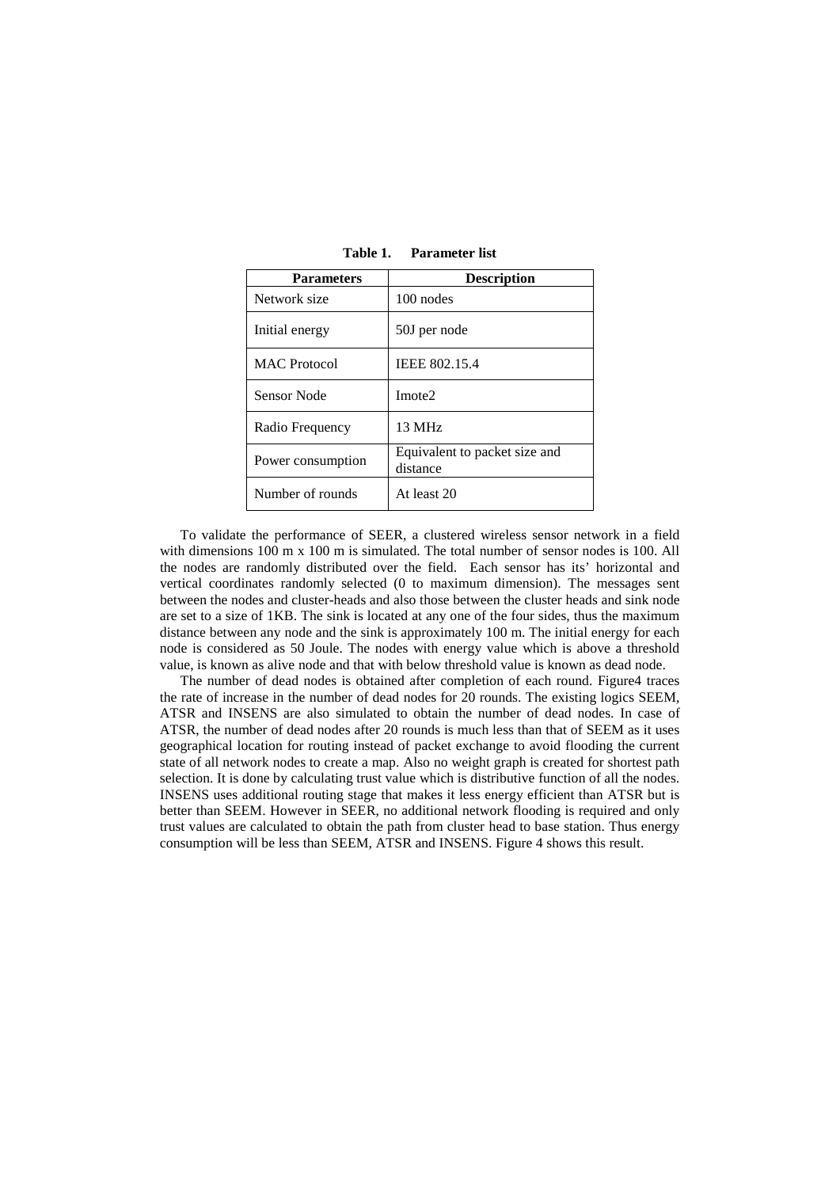**Table 1. Parameter list**

| Parameters | Description |
|---|---|
| Network size | 100 nodes |
| Initial energy | 50J per node |
| MAC Protocol | IEEE 802.15.4 |
| Sensor Node | Imote2 |
| Radio Frequency | 13 MHz |
| Power consumption | Equivalent to packet size and distance |
| Number of rounds | At least 20 |

To validate the performance of SEER, a clustered wireless sensor network in a field with dimensions 100 m x 100 m is simulated. The total number of sensor nodes is 100. All the nodes are randomly distributed over the field. Each sensor has its' horizontal and vertical coordinates randomly selected (0 to maximum dimension). The messages sent between the nodes and cluster-heads and also those between the cluster heads and sink node are set to a size of 1KB. The sink is located at any one of the four sides, thus the maximum distance between any node and the sink is approximately 100 m. The initial energy for each node is considered as 50 Joule. The nodes with energy value which is above a threshold value, is known as alive node and that with below threshold value is known as dead node.

The number of dead nodes is obtained after completion of each round. Figure4 traces the rate of increase in the number of dead nodes for 20 rounds. The existing logics SEEM, ATSR and INSENS are also simulated to obtain the number of dead nodes. In case of ATSR, the number of dead nodes after 20 rounds is much less than that of SEEM as it uses geographical location for routing instead of packet exchange to avoid flooding the current state of all network nodes to create a map. Also no weight graph is created for shortest path selection. It is done by calculating trust value which is distributive function of all the nodes. INSENS uses additional routing stage that makes it less energy efficient than ATSR but is better than SEEM. However in SEER, no additional network flooding is required and only trust values are calculated to obtain the path from cluster head to base station. Thus energy consumption will be less than SEEM, ATSR and INSENS. Figure 4 shows this result.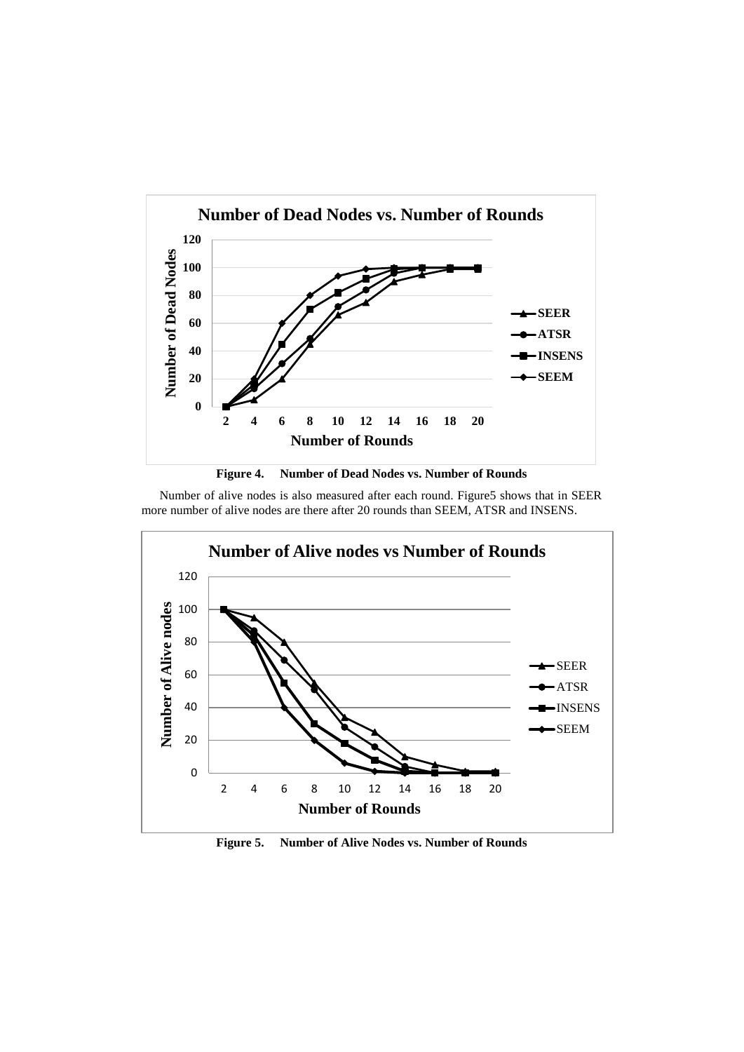Number of Dead Nodes vs. Number of Rounds

120
100
80
60
40
20
0

Number of Dead Nodes

2 4 6 8 10 12 14 16 18 20

Number of Rounds

SEER
ATSR
INSENS
SEEM

**Figure 4.** **Number of Dead Nodes vs. Number of Rounds**

Number of alive nodes is also measured after each round. Figure5 shows that in SEER more number of alive nodes are there after 20 rounds than SEEM, ATSR and INSENS.

Number of Alive nodes vs Number of Rounds

120
100
80
60
40
20
0

Number of Alive nodes

2 4 6 8 10 12 14 16 18 20

Number of Rounds

SEER
ATSR
INSENS
SEEM

**Figure 5.** **Number of Alive Nodes vs. Number of Rounds**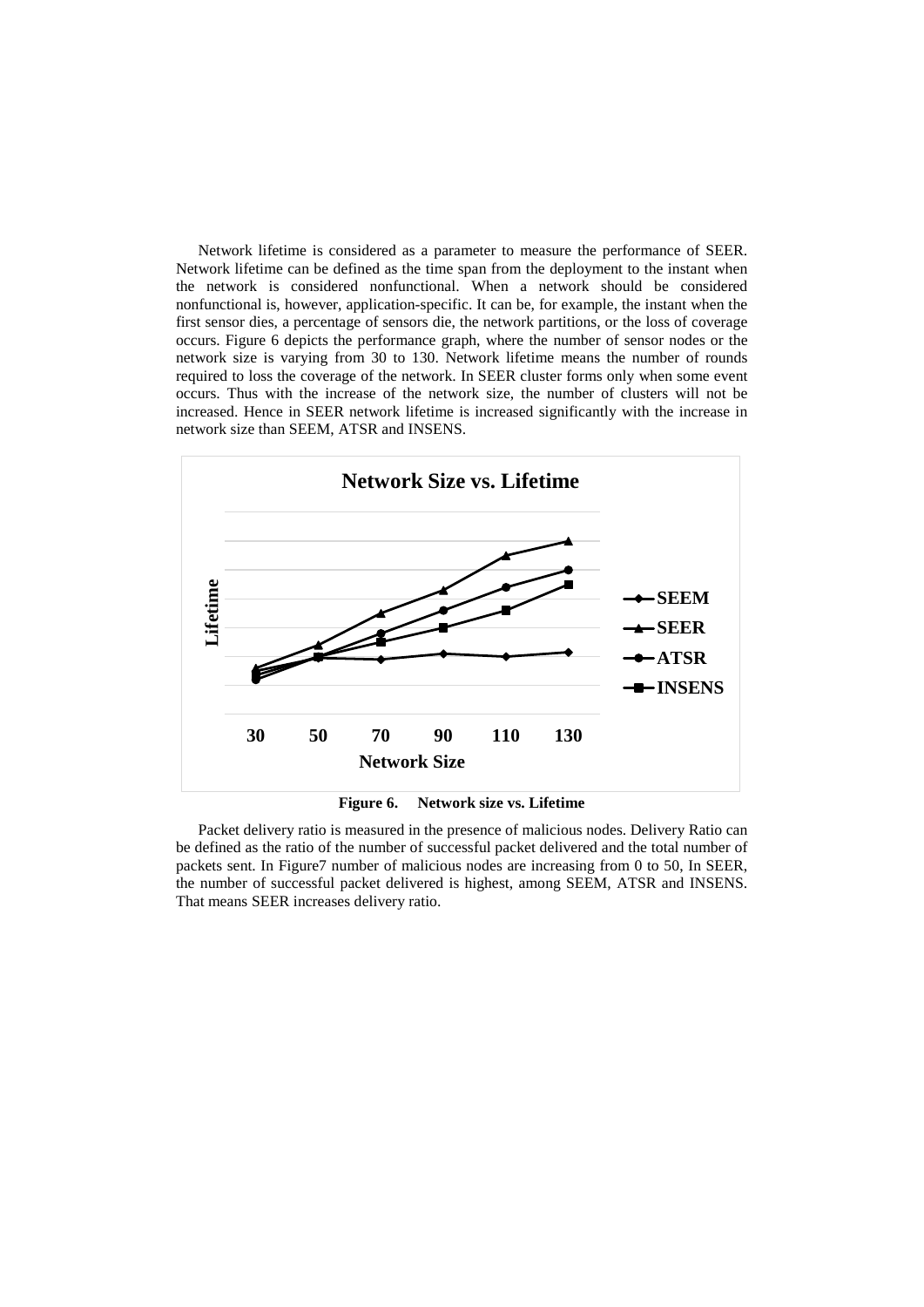Network lifetime is considered as a parameter to measure the performance of SEER. Network lifetime can be defined as the time span from the deployment to the instant when the network is considered nonfunctional. When a network should be considered nonfunctional is, however, application-specific. It can be, for example, the instant when the first sensor dies, a percentage of sensors die, the network partitions, or the loss of coverage occurs. Figure 6 depicts the performance graph, where the number of sensor nodes or the network size is varying from 30 to 130. Network lifetime means the number of rounds required to loss the coverage of the network. In SEER cluster forms only when some event occurs. Thus with the increase of the network size, the number of clusters will not be increased. Hence in SEER network lifetime is increased significantly with the increase in network size than SEEM, ATSR and INSENS.

**Figure 6. Network size vs. Lifetime**

Packet delivery ratio is measured in the presence of malicious nodes. Delivery Ratio can be defined as the ratio of the number of successful packet delivered and the total number of packets sent. In Figure7 number of malicious nodes are increasing from 0 to 50, In SEER, the number of successful packet delivered is highest, among SEEM, ATSR and INSENS. That means SEER increases delivery ratio.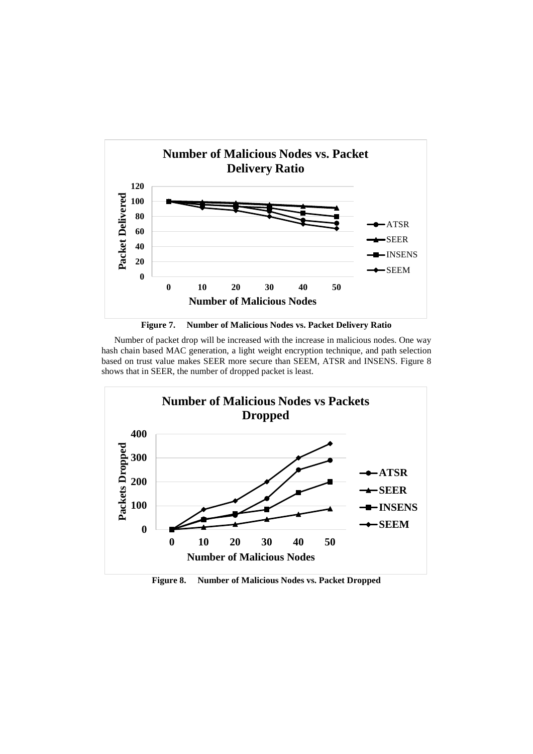Number of Malicious Nodes vs. Packet Delivery Ratio

Packet Delivered

120
100
80
60
40
20
0

0 10 20 30 40 50

Number of Malicious Nodes

ATSR
SEER
INSENS
SEEM

**Figure 7.** **Number of Malicious Nodes vs. Packet Delivery Ratio**

Number of packet drop will be increased with the increase in malicious nodes. One way hash chain based MAC generation, a light weight encryption technique, and path selection based on trust value makes SEER more secure than SEEM, ATSR and INSENS. Figure 8 shows that in SEER, the number of dropped packet is least.

Number of Malicious Nodes vs Packets Dropped

Packets Dropped

400
300
200
100
0

0 10 20 30 40 50

Number of Malicious Nodes

ATSR
SEER
INSENS
SEEM

**Figure 8.** **Number of Malicious Nodes vs. Packet Dropped**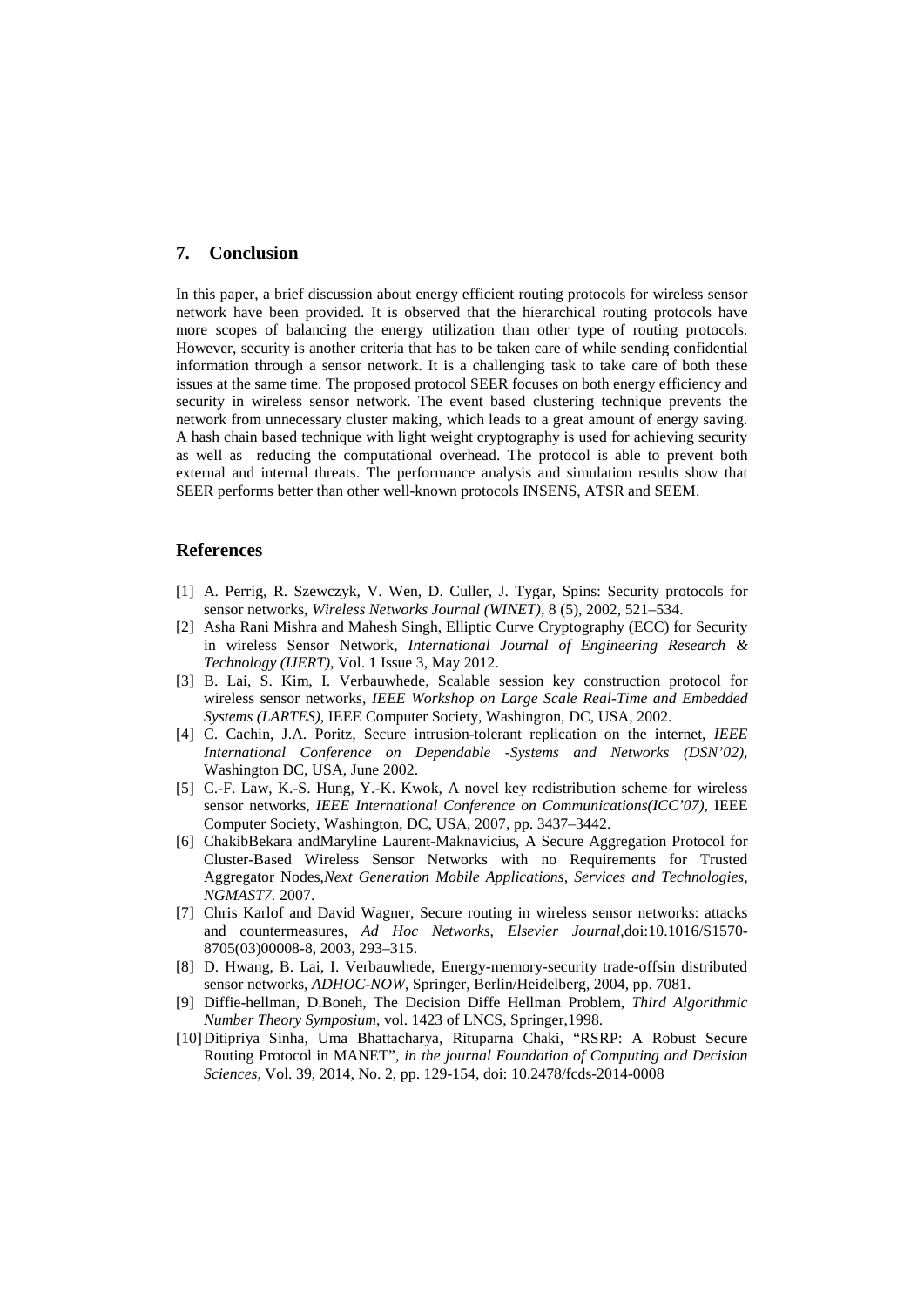## 7. Conclusion

In this paper, a brief discussion about energy efficient routing protocols for wireless sensor network have been provided. It is observed that the hierarchical routing protocols have more scopes of balancing the energy utilization than other type of routing protocols. However, security is another criteria that has to be taken care of while sending confidential information through a sensor network. It is a challenging task to take care of both these issues at the same time. The proposed protocol SEER focuses on both energy efficiency and security in wireless sensor network. The event based clustering technique prevents the network from unnecessary cluster making, which leads to a great amount of energy saving. A hash chain based technique with light weight cryptography is used for achieving security as well as reducing the computational overhead. The protocol is able to prevent both external and internal threats. The performance analysis and simulation results show that SEER performs better than other well-known protocols INSENS, ATSR and SEEM.

## References

[1] A. Perrig, R. Szewczyk, V. Wen, D. Culler, J. Tygar, Spins: Security protocols for sensor networks, *Wireless Networks Journal (WINET)*, 8 (5), 2002, 521–534.

[2] Asha Rani Mishra and Mahesh Singh, Elliptic Curve Cryptography (ECC) for Security in wireless Sensor Network, *International Journal of Engineering Research & Technology (IJERT)*, Vol. 1 Issue 3, May 2012.

[3] B. Lai, S. Kim, I. Verbauwhede, Scalable session key construction protocol for wireless sensor networks, *IEEE Workshop on Large Scale Real-Time and Embedded Systems (LARTES)*, IEEE Computer Society, Washington, DC, USA, 2002.

[4] C. Cachin, J.A. Poritz, Secure intrusion-tolerant replication on the internet, *IEEE International Conference on Dependable -Systems and Networks (DSN'02)*, Washington DC, USA, June 2002.

[5] C.-F. Law, K.-S. Hung, Y.-K. Kwok, A novel key redistribution scheme for wireless sensor networks, *IEEE International Conference on Communications(ICC'07)*, IEEE Computer Society, Washington, DC, USA, 2007, pp. 3437–3442.

[6] ChakibBekara andMaryline Laurent-Maknavicius, A Secure Aggregation Protocol for Cluster-Based Wireless Sensor Networks with no Requirements for Trusted Aggregator Nodes,*Next Generation Mobile Applications, Services and Technologies, NGMAST7.* 2007.

[7] Chris Karlof and David Wagner, Secure routing in wireless sensor networks: attacks and countermeasures, *Ad Hoc Networks, Elsevier Journal*,doi:10.1016/S1570-8705(03)00008-8, 2003, 293–315.

[8] D. Hwang, B. Lai, I. Verbauwhede, Energy-memory-security trade-offsin distributed sensor networks, *ADHOC-NOW*, Springer, Berlin/Heidelberg, 2004, pp. 7081.

[9] Diffie-hellman, D.Boneh, The Decision Diffe Hellman Problem, *Third Algorithmic Number Theory Symposium*, vol. 1423 of LNCS, Springer,1998.

[10] Ditipriya Sinha, Uma Bhattacharya, Rituparna Chaki, "RSRP: A Robust Secure Routing Protocol in MANET", *in the journal Foundation of Computing and Decision Sciences*, Vol. 39, 2014, No. 2, pp. 129-154, doi: 10.2478/fcds-2014-0008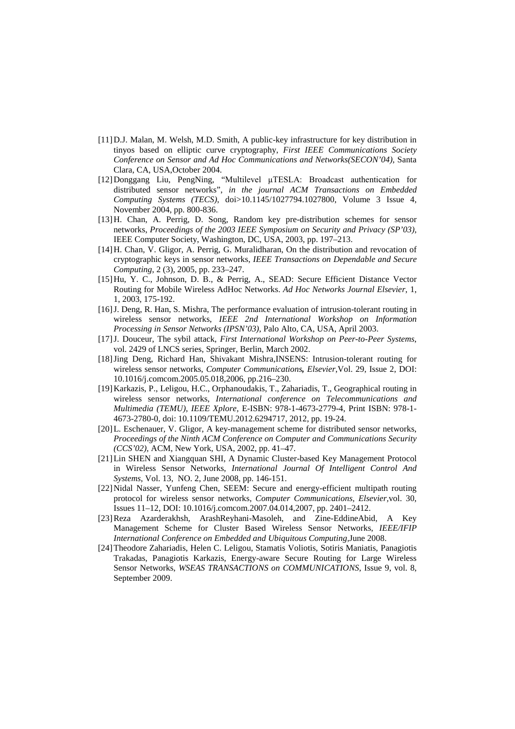[11] D.J. Malan, M. Welsh, M.D. Smith, A public-key infrastructure for key distribution in tinyos based on elliptic curve cryptography, *First IEEE Communications Society Conference on Sensor and Ad Hoc Communications and Networks(SECON'04)*, Santa Clara, CA, USA,October 2004.

[12] Donggang Liu, PengNing, "Multilevel μTESLA: Broadcast authentication for distributed sensor networks", *in the journal ACM Transactions on Embedded Computing Systems (TECS)*, doi>10.1145/1027794.1027800, Volume 3 Issue 4, November 2004, pp. 800-836.

[13] H. Chan, A. Perrig, D. Song, Random key pre-distribution schemes for sensor networks, *Proceedings of the 2003 IEEE Symposium on Security and Privacy (SP'03)*, IEEE Computer Society, Washington, DC, USA, 2003, pp. 197–213.

[14] H. Chan, V. Gligor, A. Perrig, G. Muralidharan, On the distribution and revocation of cryptographic keys in sensor networks, *IEEE Transactions on Dependable and Secure Computing*, 2 (3), 2005, pp. 233–247.

[15] Hu, Y. C., Johnson, D. B., & Perrig, A., SEAD: Secure Efficient Distance Vector Routing for Mobile Wireless AdHoc Networks. *Ad Hoc Networks Journal Elsevier*, 1, 1, 2003, 175-192.

[16] J. Deng, R. Han, S. Mishra, The performance evaluation of intrusion-tolerant routing in wireless sensor networks, *IEEE 2nd International Workshop on Information Processing in Sensor Networks (IPSN'03)*, Palo Alto, CA, USA, April 2003.

[17] J. Douceur, The sybil attack, *First International Workshop on Peer-to-Peer Systems*, vol. 2429 of LNCS series, Springer, Berlin, March 2002.

[18] Jing Deng, Richard Han, Shivakant Mishra,INSENS: Intrusion-tolerant routing for wireless sensor networks, *Computer Communications, Elsevier*,Vol. 29, Issue 2, DOI: 10.1016/j.comcom.2005.05.018,2006, pp.216–230.

[19] Karkazis, P., Leligou, H.C., Orphanoudakis, T., Zahariadis, T., Geographical routing in wireless sensor networks, *International conference on Telecommunications and Multimedia (TEMU), IEEE Xplore*, E-ISBN: 978-1-4673-2779-4, Print ISBN: 978-1-4673-2780-0, doi: 10.1109/TEMU.2012.6294717, 2012, pp. 19-24.

[20] L. Eschenauer, V. Gligor, A key-management scheme for distributed sensor networks, *Proceedings of the Ninth ACM Conference on Computer and Communications Security (CCS'02)*, ACM, New York, USA, 2002, pp. 41–47.

[21] Lin SHEN and Xiangquan SHI, A Dynamic Cluster-based Key Management Protocol in Wireless Sensor Networks, *International Journal Of Intelligent Control And Systems*, Vol. 13, NO. 2, June 2008, pp. 146-151.

[22] Nidal Nasser, Yunfeng Chen, SEEM: Secure and energy-efficient multipath routing protocol for wireless sensor networks, *Computer Communications, Elsevier*,vol. 30, Issues 11–12, DOI: 10.1016/j.comcom.2007.04.014,2007, pp. 2401–2412.

[23] Reza Azarderakhsh, ArashReyhani-Masoleh, and Zine-EddineAbid, A Key Management Scheme for Cluster Based Wireless Sensor Networks, *IEEE/IFIP International Conference on Embedded and Ubiquitous Computing*,June 2008.

[24] Theodore Zahariadis, Helen C. Leligou, Stamatis Voliotis, Sotiris Maniatis, Panagiotis Trakadas, Panagiotis Karkazis, Energy-aware Secure Routing for Large Wireless Sensor Networks, *WSEAS TRANSACTIONS on COMMUNICATIONS*, Issue 9, vol. 8, September 2009.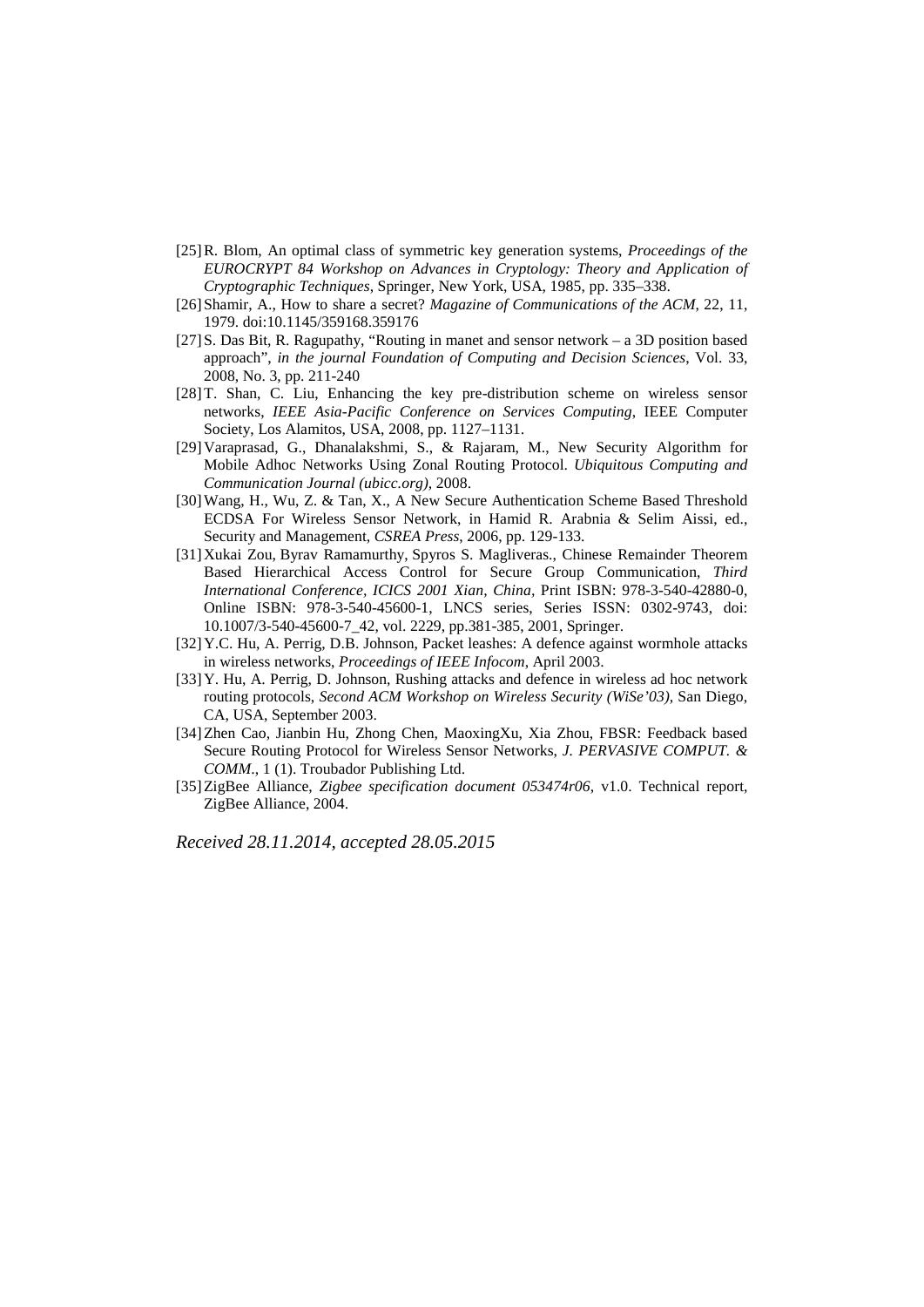[25] R. Blom, An optimal class of symmetric key generation systems, *Proceedings of the EUROCRYPT 84 Workshop on Advances in Cryptology: Theory and Application of Cryptographic Techniques*, Springer, New York, USA, 1985, pp. 335–338.

[26] Shamir, A., How to share a secret? *Magazine of Communications of the ACM*, 22, 11, 1979. doi:10.1145/359168.359176

[27] S. Das Bit, R. Ragupathy, "Routing in manet and sensor network – a 3D position based approach", *in the journal Foundation of Computing and Decision Sciences*, Vol. 33, 2008, No. 3, pp. 211-240

[28] T. Shan, C. Liu, Enhancing the key pre-distribution scheme on wireless sensor networks, *IEEE Asia-Pacific Conference on Services Computing*, IEEE Computer Society, Los Alamitos, USA, 2008, pp. 1127–1131.

[29] Varaprasad, G., Dhanalakshmi, S., & Rajaram, M., New Security Algorithm for Mobile Adhoc Networks Using Zonal Routing Protocol. *Ubiquitous Computing and Communication Journal (ubicc.org)*, 2008.

[30] Wang, H., Wu, Z. & Tan, X., A New Secure Authentication Scheme Based Threshold ECDSA For Wireless Sensor Network, in Hamid R. Arabnia & Selim Aissi, ed., Security and Management, *CSREA Press*, 2006, pp. 129-133.

[31] Xukai Zou, Byrav Ramamurthy, Spyros S. Magliveras., Chinese Remainder Theorem Based Hierarchical Access Control for Secure Group Communication, *Third International Conference, ICICS 2001 Xian, China*, Print ISBN: 978-3-540-42880-0, Online ISBN: 978-3-540-45600-1, LNCS series, Series ISSN: 0302-9743, doi: 10.1007/3-540-45600-7_42, vol. 2229, pp.381-385, 2001, Springer.

[32] Y.C. Hu, A. Perrig, D.B. Johnson, Packet leashes: A defence against wormhole attacks in wireless networks, *Proceedings of IEEE Infocom*, April 2003.

[33] Y. Hu, A. Perrig, D. Johnson, Rushing attacks and defence in wireless ad hoc network routing protocols, *Second ACM Workshop on Wireless Security (WiSe'03)*, San Diego, CA, USA, September 2003.

[34] Zhen Cao, Jianbin Hu, Zhong Chen, MaoxingXu, Xia Zhou, FBSR: Feedback based Secure Routing Protocol for Wireless Sensor Networks, *J. PERVASIVE COMPUT. & COMM.*, 1 (1). Troubador Publishing Ltd.

[35] ZigBee Alliance, *Zigbee specification document 053474r06*, v1.0. Technical report, ZigBee Alliance, 2004.

*Received 28.11.2014, accepted 28.05.2015*